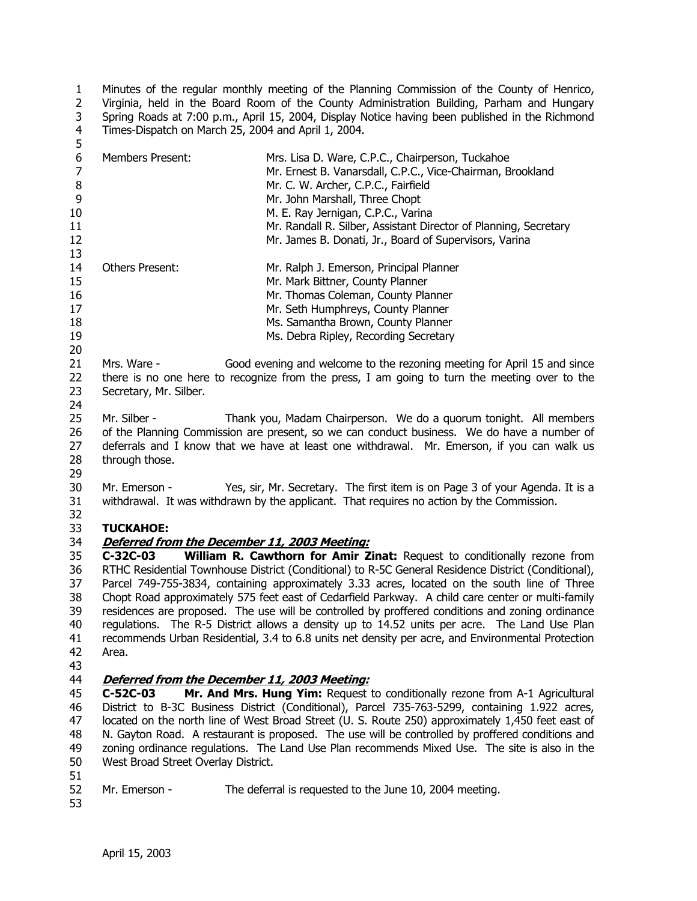Minutes of the regular monthly meeting of the Planning Commission of the County of Henrico, Virginia, held in the Board Room of the County Administration Building, Parham and Hungary Spring Roads at 7:00 p.m., April 15, 2004, Display Notice having been published in the Richmond Times-Dispatch on March 25, 2004 and April 1, 2004.

| | |
|---|---|
| Members Present: | Mrs. Lisa D. Ware, C.P.C., Chairperson, Tuckahoe |
| | Mr. Ernest B. Vanarsdall, C.P.C., Vice-Chairman, Brookland |
| | Mr. C. W. Archer, C.P.C., Fairfield |
| | Mr. John Marshall, Three Chopt |
| | M. E. Ray Jernigan, C.P.C., Varina |
| | Mr. Randall R. Silber, Assistant Director of Planning, Secretary |
| | Mr. James B. Donati, Jr., Board of Supervisors, Varina |
| Others Present: | Mr. Ralph J. Emerson, Principal Planner |
| | Mr. Mark Bittner, County Planner |
| | Mr. Thomas Coleman, County Planner |
| | Mr. Seth Humphreys, County Planner |
| | Ms. Samantha Brown, County Planner |
| | Ms. Debra Ripley, Recording Secretary |

Mrs. Ware - Good evening and welcome to the rezoning meeting for April 15 and since there is no one here to recognize from the press, I am going to turn the meeting over to the Secretary, Mr. Silber.

Mr. Silber - Thank you, Madam Chairperson. We do a quorum tonight. All members of the Planning Commission are present, so we can conduct business. We do have a number of deferrals and I know that we have at least one withdrawal. Mr. Emerson, if you can walk us through those.

Mr. Emerson - Yes, sir, Mr. Secretary. The first item is on Page 3 of your Agenda. It is a withdrawal. It was withdrawn by the applicant. That requires no action by the Commission.

**TUCKAHOE:**

***Deferred from the December 11, 2003 Meeting:***

**C-32C-03 William R. Cawthorn for Amir Zinat:** Request to conditionally rezone from RTHC Residential Townhouse District (Conditional) to R-5C General Residence District (Conditional), Parcel 749-755-3834, containing approximately 3.33 acres, located on the south line of Three Chopt Road approximately 575 feet east of Cedarfield Parkway. A child care center or multi-family residences are proposed. The use will be controlled by proffered conditions and zoning ordinance regulations. The R-5 District allows a density up to 14.52 units per acre. The Land Use Plan recommends Urban Residential, 3.4 to 6.8 units net density per acre, and Environmental Protection Area.

***Deferred from the December 11, 2003 Meeting:***

**C-52C-03 Mr. And Mrs. Hung Yim:** Request to conditionally rezone from A-1 Agricultural District to B-3C Business District (Conditional), Parcel 735-763-5299, containing 1.922 acres, located on the north line of West Broad Street (U. S. Route 250) approximately 1,450 feet east of N. Gayton Road. A restaurant is proposed. The use will be controlled by proffered conditions and zoning ordinance regulations. The Land Use Plan recommends Mixed Use. The site is also in the West Broad Street Overlay District.

Mr. Emerson - The deferral is requested to the June 10, 2004 meeting.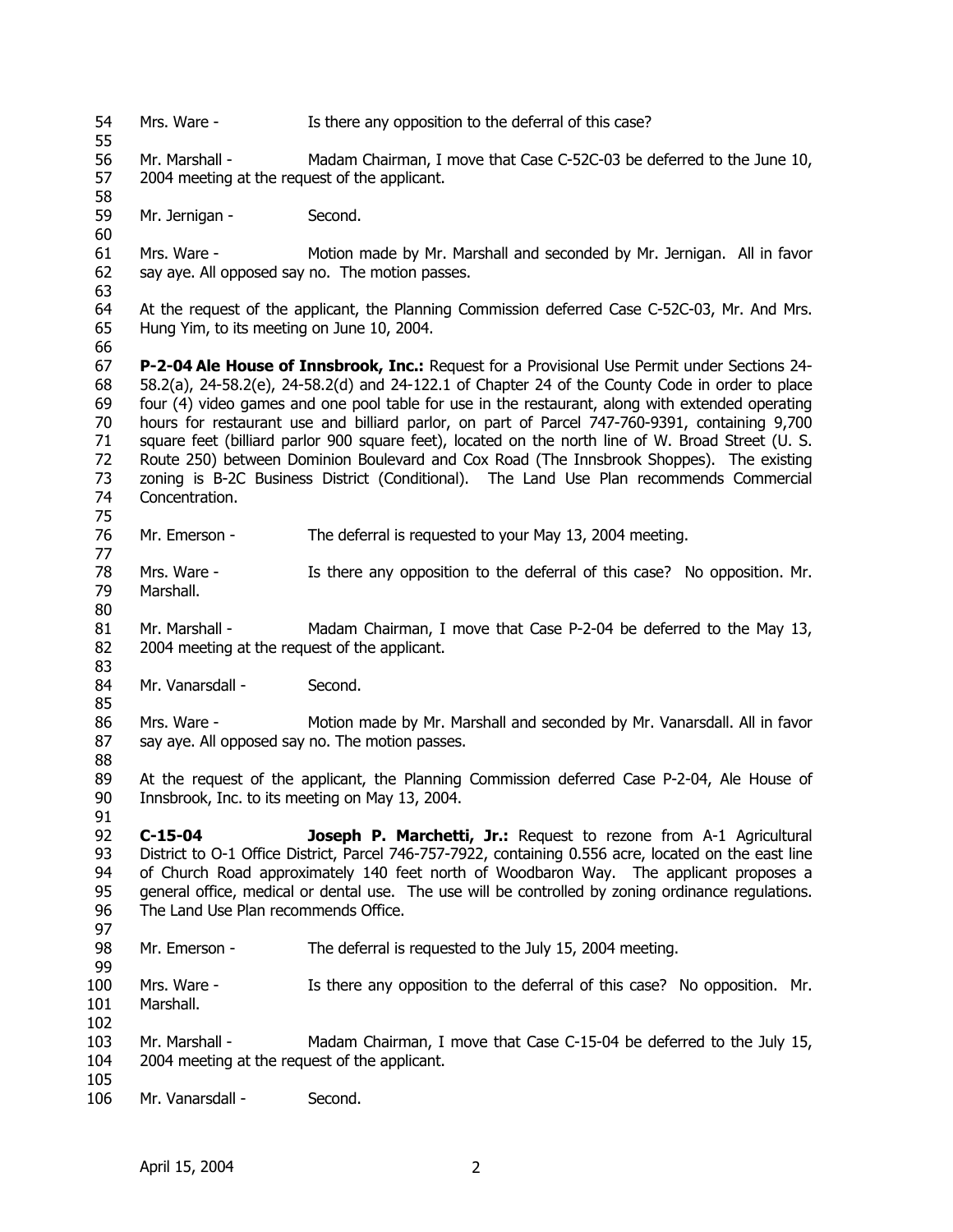Mrs. Ware - Is there any opposition to the deferral of this case?

Mr. Marshall - Madam Chairman, I move that Case C-52C-03 be deferred to the June 10, 2004 meeting at the request of the applicant.

Mr. Jernigan - Second.

Mrs. Ware - Motion made by Mr. Marshall and seconded by Mr. Jernigan. All in favor say aye. All opposed say no. The motion passes.

At the request of the applicant, the Planning Commission deferred Case C-52C-03, Mr. And Mrs. Hung Yim, to its meeting on June 10, 2004.

**P-2-04 Ale House of Innsbrook, Inc.:** Request for a Provisional Use Permit under Sections 24-58.2(a), 24-58.2(e), 24-58.2(d) and 24-122.1 of Chapter 24 of the County Code in order to place four (4) video games and one pool table for use in the restaurant, along with extended operating hours for restaurant use and billiard parlor, on part of Parcel 747-760-9391, containing 9,700 square feet (billiard parlor 900 square feet), located on the north line of W. Broad Street (U. S. Route 250) between Dominion Boulevard and Cox Road (The Innsbrook Shoppes). The existing zoning is B-2C Business District (Conditional). The Land Use Plan recommends Commercial Concentration.

Mr. Emerson - The deferral is requested to your May 13, 2004 meeting.

Mrs. Ware - Is there any opposition to the deferral of this case? No opposition. Mr. Marshall.

Mr. Marshall - Madam Chairman, I move that Case P-2-04 be deferred to the May 13, 2004 meeting at the request of the applicant.

Mr. Vanarsdall - Second.

Mrs. Ware - Motion made by Mr. Marshall and seconded by Mr. Vanarsdall. All in favor say aye. All opposed say no. The motion passes.

At the request of the applicant, the Planning Commission deferred Case P-2-04, Ale House of Innsbrook, Inc. to its meeting on May 13, 2004.

**C-15-04 Joseph P. Marchetti, Jr.:** Request to rezone from A-1 Agricultural District to O-1 Office District, Parcel 746-757-7922, containing 0.556 acre, located on the east line of Church Road approximately 140 feet north of Woodbaron Way. The applicant proposes a general office, medical or dental use. The use will be controlled by zoning ordinance regulations. The Land Use Plan recommends Office.

Mr. Emerson - The deferral is requested to the July 15, 2004 meeting.

Mrs. Ware - Is there any opposition to the deferral of this case? No opposition. Mr. Marshall.

Mr. Marshall - Madam Chairman, I move that Case C-15-04 be deferred to the July 15, 2004 meeting at the request of the applicant.

Mr. Vanarsdall - Second.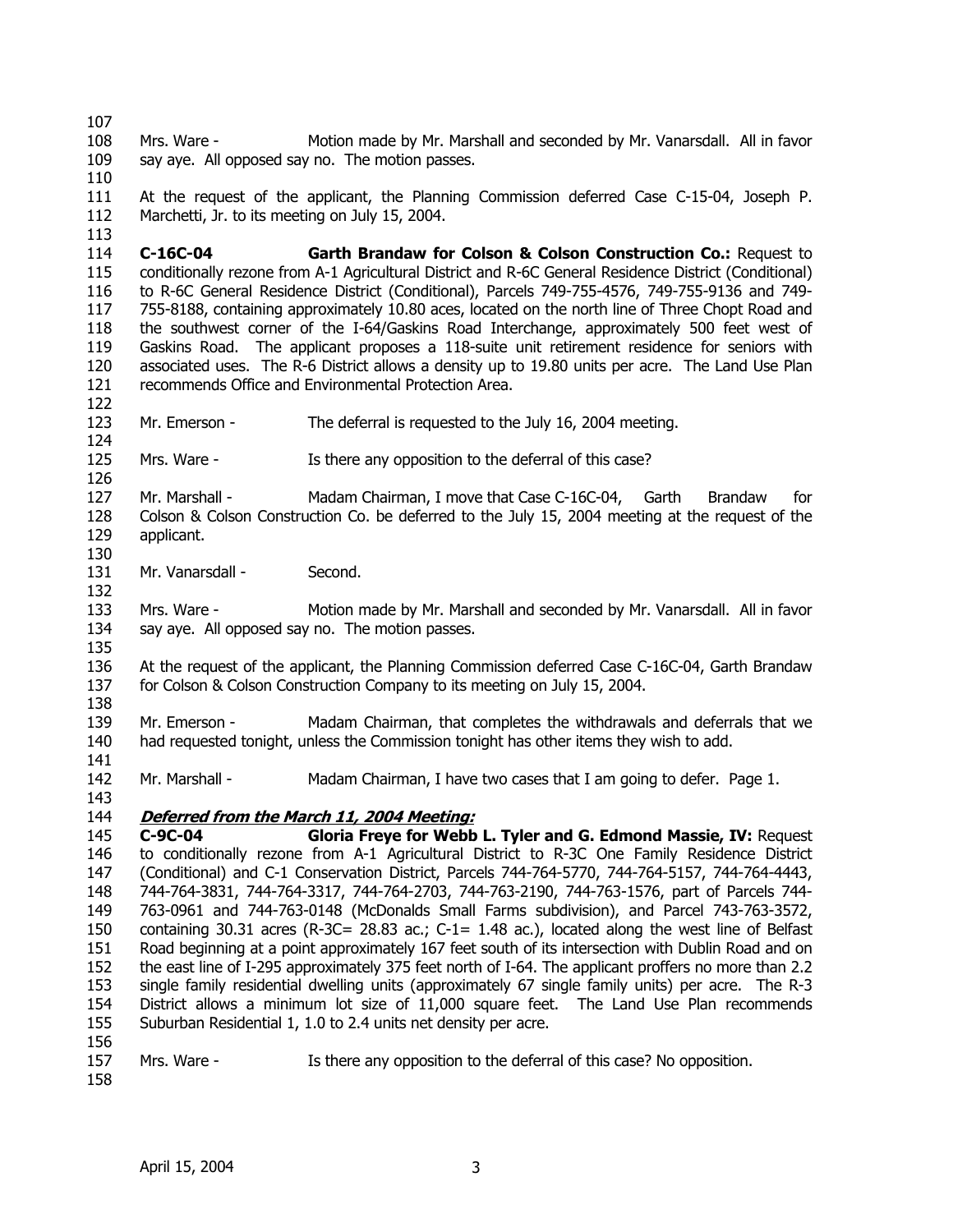Mrs. Ware - Motion made by Mr. Marshall and seconded by Mr. Vanarsdall. All in favor say aye. All opposed say no. The motion passes.

At the request of the applicant, the Planning Commission deferred Case C-15-04, Joseph P. Marchetti, Jr. to its meeting on July 15, 2004.

**C-16C-04 Garth Brandaw for Colson & Colson Construction Co.:** Request to conditionally rezone from A-1 Agricultural District and R-6C General Residence District (Conditional) to R-6C General Residence District (Conditional), Parcels 749-755-4576, 749-755-9136 and 749-755-8188, containing approximately 10.80 aces, located on the north line of Three Chopt Road and the southwest corner of the I-64/Gaskins Road Interchange, approximately 500 feet west of Gaskins Road. The applicant proposes a 118-suite unit retirement residence for seniors with associated uses. The R-6 District allows a density up to 19.80 units per acre. The Land Use Plan recommends Office and Environmental Protection Area.

Mr. Emerson - The deferral is requested to the July 16, 2004 meeting.

Mrs. Ware - Is there any opposition to the deferral of this case?

Mr. Marshall - Madam Chairman, I move that Case C-16C-04, Garth Brandaw for Colson & Colson Construction Co. be deferred to the July 15, 2004 meeting at the request of the applicant.

Mr. Vanarsdall - Second.

Mrs. Ware - Motion made by Mr. Marshall and seconded by Mr. Vanarsdall. All in favor say aye. All opposed say no. The motion passes.

At the request of the applicant, the Planning Commission deferred Case C-16C-04, Garth Brandaw for Colson & Colson Construction Company to its meeting on July 15, 2004.

Mr. Emerson - Madam Chairman, that completes the withdrawals and deferrals that we had requested tonight, unless the Commission tonight has other items they wish to add.

Mr. Marshall - Madam Chairman, I have two cases that I am going to defer. Page 1.

***Deferred from the March 11, 2004 Meeting:***

**C-9C-04 Gloria Freye for Webb L. Tyler and G. Edmond Massie, IV:** Request to conditionally rezone from A-1 Agricultural District to R-3C One Family Residence District (Conditional) and C-1 Conservation District, Parcels 744-764-5770, 744-764-5157, 744-764-4443, 744-764-3831, 744-764-3317, 744-764-2703, 744-763-2190, 744-763-1576, part of Parcels 744-763-0961 and 744-763-0148 (McDonalds Small Farms subdivision), and Parcel 743-763-3572, containing 30.31 acres (R-3C= 28.83 ac.; C-1= 1.48 ac.), located along the west line of Belfast Road beginning at a point approximately 167 feet south of its intersection with Dublin Road and on the east line of I-295 approximately 375 feet north of I-64. The applicant proffers no more than 2.2 single family residential dwelling units (approximately 67 single family units) per acre. The R-3 District allows a minimum lot size of 11,000 square feet. The Land Use Plan recommends Suburban Residential 1, 1.0 to 2.4 units net density per acre.

Mrs. Ware - Is there any opposition to the deferral of this case? No opposition.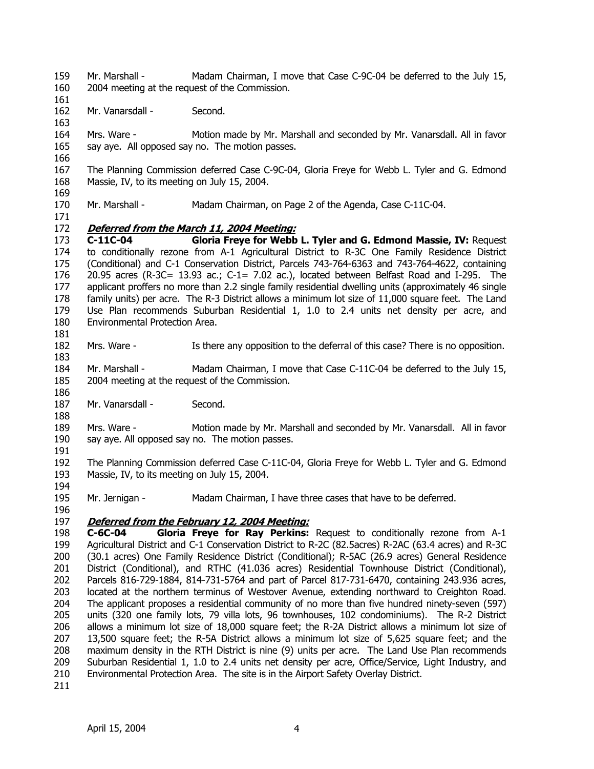Mr. Marshall - Madam Chairman, I move that Case C-9C-04 be deferred to the July 15, 2004 meeting at the request of the Commission.

Mr. Vanarsdall - Second.

Mrs. Ware - Motion made by Mr. Marshall and seconded by Mr. Vanarsdall. All in favor say aye. All opposed say no. The motion passes.

The Planning Commission deferred Case C-9C-04, Gloria Freye for Webb L. Tyler and G. Edmond Massie, IV, to its meeting on July 15, 2004.

Mr. Marshall - Madam Chairman, on Page 2 of the Agenda, Case C-11C-04.

***Deferred from the March 11, 2004 Meeting:***

**C-11C-04 Gloria Freye for Webb L. Tyler and G. Edmond Massie, IV:** Request to conditionally rezone from A-1 Agricultural District to R-3C One Family Residence District (Conditional) and C-1 Conservation District, Parcels 743-764-6363 and 743-764-4622, containing 20.95 acres (R-3C= 13.93 ac.; C-1= 7.02 ac.), located between Belfast Road and I-295. The applicant proffers no more than 2.2 single family residential dwelling units (approximately 46 single family units) per acre. The R-3 District allows a minimum lot size of 11,000 square feet. The Land Use Plan recommends Suburban Residential 1, 1.0 to 2.4 units net density per acre, and Environmental Protection Area.

Mrs. Ware - Is there any opposition to the deferral of this case? There is no opposition.

Mr. Marshall - Madam Chairman, I move that Case C-11C-04 be deferred to the July 15, 2004 meeting at the request of the Commission.

Mr. Vanarsdall - Second.

Mrs. Ware - Motion made by Mr. Marshall and seconded by Mr. Vanarsdall. All in favor say aye. All opposed say no. The motion passes.

The Planning Commission deferred Case C-11C-04, Gloria Freye for Webb L. Tyler and G. Edmond Massie, IV, to its meeting on July 15, 2004.

Mr. Jernigan - Madam Chairman, I have three cases that have to be deferred.

***Deferred from the February 12, 2004 Meeting:***

**C-6C-04 Gloria Freye for Ray Perkins:** Request to conditionally rezone from A-1 Agricultural District and C-1 Conservation District to R-2C (82.5acres) R-2AC (63.4 acres) and R-3C (30.1 acres) One Family Residence District (Conditional); R-5AC (26.9 acres) General Residence District (Conditional), and RTHC (41.036 acres) Residential Townhouse District (Conditional), Parcels 816-729-1884, 814-731-5764 and part of Parcel 817-731-6470, containing 243.936 acres, located at the northern terminus of Westover Avenue, extending northward to Creighton Road. The applicant proposes a residential community of no more than five hundred ninety-seven (597) units (320 one family lots, 79 villa lots, 96 townhouses, 102 condominiums). The R-2 District allows a minimum lot size of 18,000 square feet; the R-2A District allows a minimum lot size of 13,500 square feet; the R-5A District allows a minimum lot size of 5,625 square feet; and the maximum density in the RTH District is nine (9) units per acre. The Land Use Plan recommends Suburban Residential 1, 1.0 to 2.4 units net density per acre, Office/Service, Light Industry, and Environmental Protection Area. The site is in the Airport Safety Overlay District.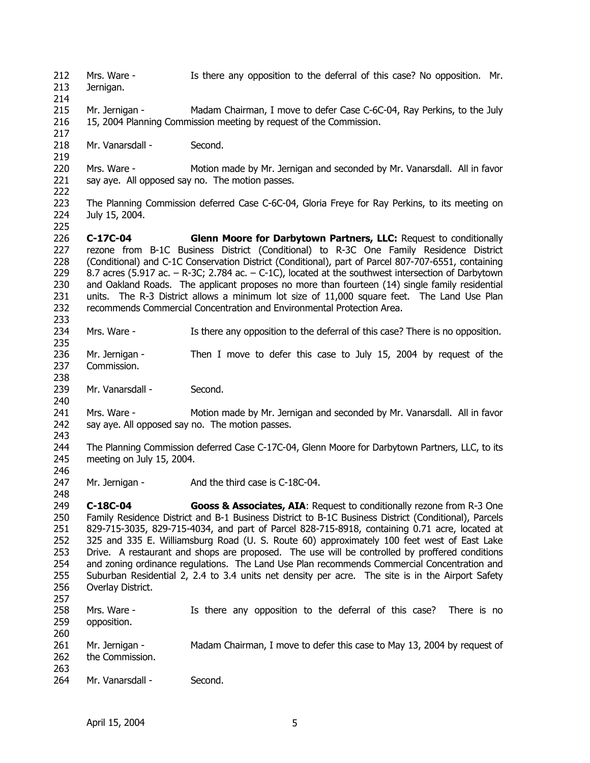Mrs. Ware - Is there any opposition to the deferral of this case? No opposition. Mr. Jernigan.

Mr. Jernigan - Madam Chairman, I move to defer Case C-6C-04, Ray Perkins, to the July 15, 2004 Planning Commission meeting by request of the Commission.

Mr. Vanarsdall - Second.

Mrs. Ware - Motion made by Mr. Jernigan and seconded by Mr. Vanarsdall. All in favor say aye. All opposed say no. The motion passes.

The Planning Commission deferred Case C-6C-04, Gloria Freye for Ray Perkins, to its meeting on July 15, 2004.

**C-17C-04 Glenn Moore for Darbytown Partners, LLC:** Request to conditionally rezone from B-1C Business District (Conditional) to R-3C One Family Residence District (Conditional) and C-1C Conservation District (Conditional), part of Parcel 807-707-6551, containing 8.7 acres (5.917 ac. – R-3C; 2.784 ac. – C-1C), located at the southwest intersection of Darbytown and Oakland Roads. The applicant proposes no more than fourteen (14) single family residential units. The R-3 District allows a minimum lot size of 11,000 square feet. The Land Use Plan recommends Commercial Concentration and Environmental Protection Area.

Mrs. Ware - Is there any opposition to the deferral of this case? There is no opposition.

Mr. Jernigan - Then I move to defer this case to July 15, 2004 by request of the Commission.

Mr. Vanarsdall - Second.

Mrs. Ware - Motion made by Mr. Jernigan and seconded by Mr. Vanarsdall. All in favor say aye. All opposed say no. The motion passes.

The Planning Commission deferred Case C-17C-04, Glenn Moore for Darbytown Partners, LLC, to its meeting on July 15, 2004.

Mr. Jernigan - And the third case is C-18C-04.

**C-18C-04 Gooss & Associates, AIA**: Request to conditionally rezone from R-3 One Family Residence District and B-1 Business District to B-1C Business District (Conditional), Parcels 829-715-3035, 829-715-4034, and part of Parcel 828-715-8918, containing 0.71 acre, located at 325 and 335 E. Williamsburg Road (U. S. Route 60) approximately 100 feet west of East Lake Drive. A restaurant and shops are proposed. The use will be controlled by proffered conditions and zoning ordinance regulations. The Land Use Plan recommends Commercial Concentration and Suburban Residential 2, 2.4 to 3.4 units net density per acre. The site is in the Airport Safety Overlay District.

Mrs. Ware - Is there any opposition to the deferral of this case? There is no opposition.

Mr. Jernigan - Madam Chairman, I move to defer this case to May 13, 2004 by request of the Commission.

Mr. Vanarsdall - Second.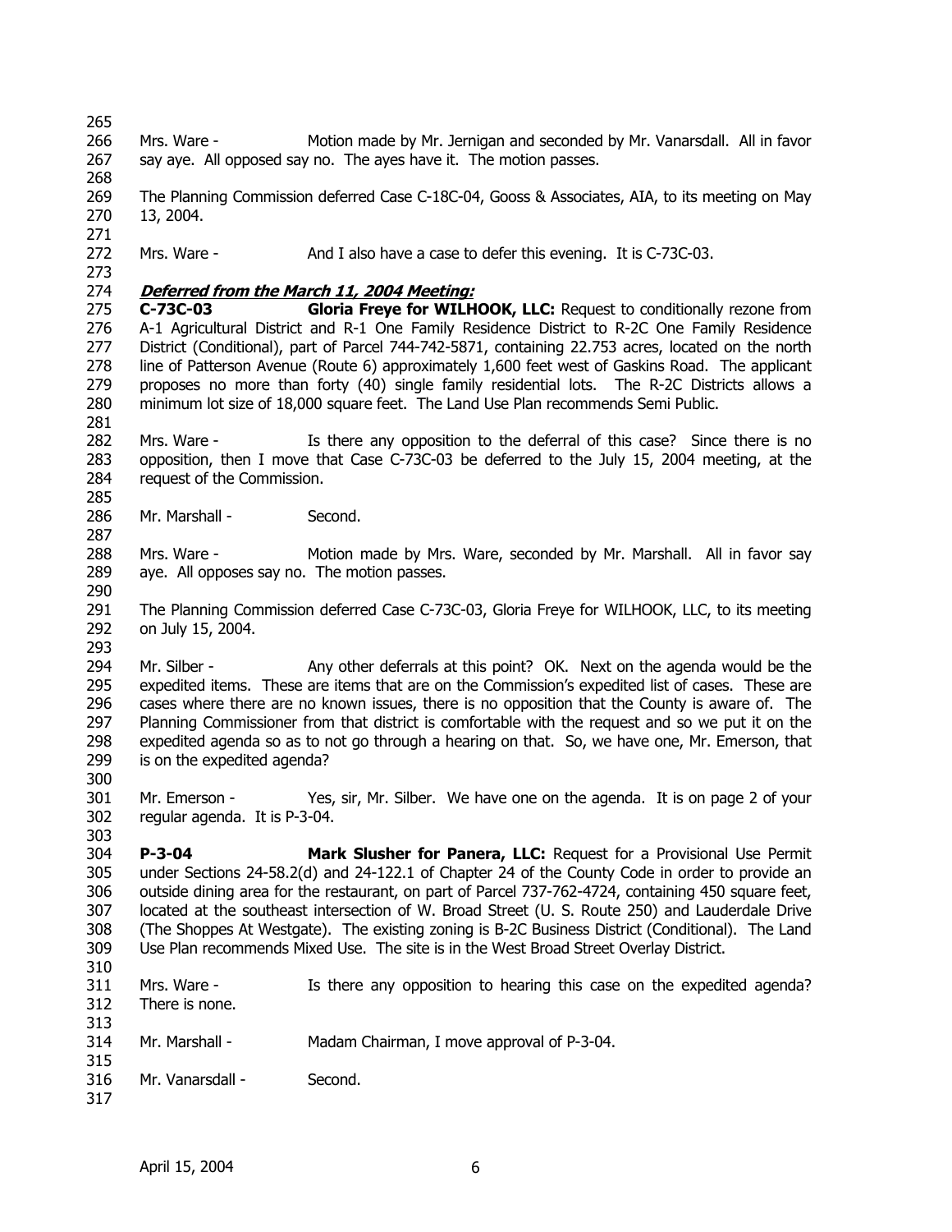Mrs. Ware - Motion made by Mr. Jernigan and seconded by Mr. Vanarsdall. All in favor say aye. All opposed say no. The ayes have it. The motion passes.

The Planning Commission deferred Case C-18C-04, Gooss & Associates, AIA, to its meeting on May 13, 2004.

Mrs. Ware - And I also have a case to defer this evening. It is C-73C-03.

***Deferred from the March 11, 2004 Meeting:***

**C-73C-03 Gloria Freye for WILHOOK, LLC:** Request to conditionally rezone from A-1 Agricultural District and R-1 One Family Residence District to R-2C One Family Residence District (Conditional), part of Parcel 744-742-5871, containing 22.753 acres, located on the north line of Patterson Avenue (Route 6) approximately 1,600 feet west of Gaskins Road. The applicant proposes no more than forty (40) single family residential lots. The R-2C Districts allows a minimum lot size of 18,000 square feet. The Land Use Plan recommends Semi Public.

Mrs. Ware - Is there any opposition to the deferral of this case? Since there is no opposition, then I move that Case C-73C-03 be deferred to the July 15, 2004 meeting, at the request of the Commission.

Mr. Marshall - Second.

Mrs. Ware - Motion made by Mrs. Ware, seconded by Mr. Marshall. All in favor say aye. All opposes say no. The motion passes.

The Planning Commission deferred Case C-73C-03, Gloria Freye for WILHOOK, LLC, to its meeting on July 15, 2004.

Mr. Silber - Any other deferrals at this point? OK. Next on the agenda would be the expedited items. These are items that are on the Commission's expedited list of cases. These are cases where there are no known issues, there is no opposition that the County is aware of. The Planning Commissioner from that district is comfortable with the request and so we put it on the expedited agenda so as to not go through a hearing on that. So, we have one, Mr. Emerson, that is on the expedited agenda?

Mr. Emerson - Yes, sir, Mr. Silber. We have one on the agenda. It is on page 2 of your regular agenda. It is P-3-04.

**P-3-04 Mark Slusher for Panera, LLC:** Request for a Provisional Use Permit under Sections 24-58.2(d) and 24-122.1 of Chapter 24 of the County Code in order to provide an outside dining area for the restaurant, on part of Parcel 737-762-4724, containing 450 square feet, located at the southeast intersection of W. Broad Street (U. S. Route 250) and Lauderdale Drive (The Shoppes At Westgate). The existing zoning is B-2C Business District (Conditional). The Land Use Plan recommends Mixed Use. The site is in the West Broad Street Overlay District.

Mrs. Ware - Is there any opposition to hearing this case on the expedited agenda? There is none.

Mr. Marshall - Madam Chairman, I move approval of P-3-04.

Mr. Vanarsdall - Second.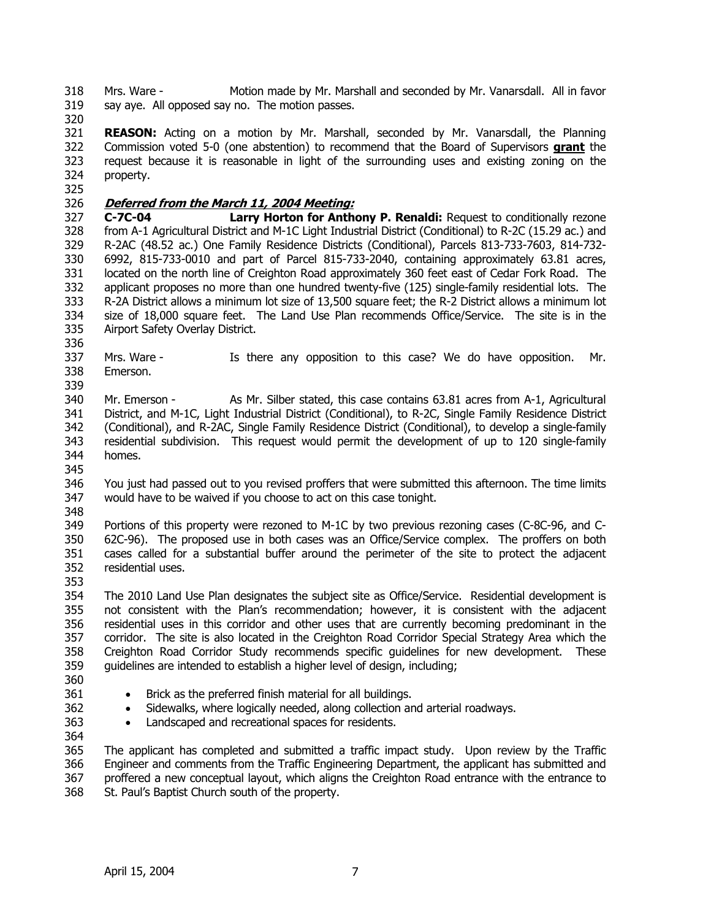Mrs. Ware - Motion made by Mr. Marshall and seconded by Mr. Vanarsdall. All in favor say aye. All opposed say no. The motion passes.

**REASON:** Acting on a motion by Mr. Marshall, seconded by Mr. Vanarsdall, the Planning Commission voted 5-0 (one abstention) to recommend that the Board of Supervisors **grant** the request because it is reasonable in light of the surrounding uses and existing zoning on the property.

***Deferred from the March 11, 2004 Meeting:***

**C-7C-04** **Larry Horton for Anthony P. Renaldi:** Request to conditionally rezone from A-1 Agricultural District and M-1C Light Industrial District (Conditional) to R-2C (15.29 ac.) and R-2AC (48.52 ac.) One Family Residence Districts (Conditional), Parcels 813-733-7603, 814-732-6992, 815-733-0010 and part of Parcel 815-733-2040, containing approximately 63.81 acres, located on the north line of Creighton Road approximately 360 feet east of Cedar Fork Road. The applicant proposes no more than one hundred twenty-five (125) single-family residential lots. The R-2A District allows a minimum lot size of 13,500 square feet; the R-2 District allows a minimum lot size of 18,000 square feet. The Land Use Plan recommends Office/Service. The site is in the Airport Safety Overlay District.

Mrs. Ware - Is there any opposition to this case? We do have opposition. Mr. Emerson.

Mr. Emerson - As Mr. Silber stated, this case contains 63.81 acres from A-1, Agricultural District, and M-1C, Light Industrial District (Conditional), to R-2C, Single Family Residence District (Conditional), and R-2AC, Single Family Residence District (Conditional), to develop a single-family residential subdivision. This request would permit the development of up to 120 single-family homes.

You just had passed out to you revised proffers that were submitted this afternoon. The time limits would have to be waived if you choose to act on this case tonight.

Portions of this property were rezoned to M-1C by two previous rezoning cases (C-8C-96, and C-62C-96). The proposed use in both cases was an Office/Service complex. The proffers on both cases called for a substantial buffer around the perimeter of the site to protect the adjacent residential uses.

The 2010 Land Use Plan designates the subject site as Office/Service. Residential development is not consistent with the Plan's recommendation; however, it is consistent with the adjacent residential uses in this corridor and other uses that are currently becoming predominant in the corridor. The site is also located in the Creighton Road Corridor Special Strategy Area which the Creighton Road Corridor Study recommends specific guidelines for new development. These guidelines are intended to establish a higher level of design, including;

- Brick as the preferred finish material for all buildings.
- Sidewalks, where logically needed, along collection and arterial roadways.
- Landscaped and recreational spaces for residents.

The applicant has completed and submitted a traffic impact study. Upon review by the Traffic Engineer and comments from the Traffic Engineering Department, the applicant has submitted and proffered a new conceptual layout, which aligns the Creighton Road entrance with the entrance to St. Paul's Baptist Church south of the property.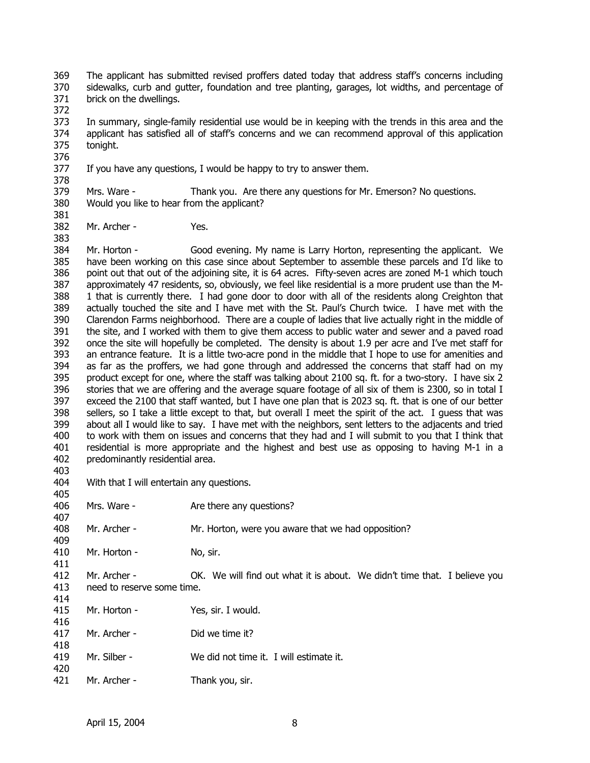The applicant has submitted revised proffers dated today that address staff's concerns including sidewalks, curb and gutter, foundation and tree planting, garages, lot widths, and percentage of brick on the dwellings.

In summary, single-family residential use would be in keeping with the trends in this area and the applicant has satisfied all of staff's concerns and we can recommend approval of this application tonight.

If you have any questions, I would be happy to try to answer them.

Mrs. Ware - Thank you. Are there any questions for Mr. Emerson? No questions. Would you like to hear from the applicant?

Mr. Archer - Yes.

Mr. Horton - Good evening. My name is Larry Horton, representing the applicant. We have been working on this case since about September to assemble these parcels and I'd like to point out that out of the adjoining site, it is 64 acres. Fifty-seven acres are zoned M-1 which touch approximately 47 residents, so, obviously, we feel like residential is a more prudent use than the M-1 that is currently there. I had gone door to door with all of the residents along Creighton that actually touched the site and I have met with the St. Paul's Church twice. I have met with the Clarendon Farms neighborhood. There are a couple of ladies that live actually right in the middle of the site, and I worked with them to give them access to public water and sewer and a paved road once the site will hopefully be completed. The density is about 1.9 per acre and I've met staff for an entrance feature. It is a little two-acre pond in the middle that I hope to use for amenities and as far as the proffers, we had gone through and addressed the concerns that staff had on my product except for one, where the staff was talking about 2100 sq. ft. for a two-story. I have six 2 stories that we are offering and the average square footage of all six of them is 2300, so in total I exceed the 2100 that staff wanted, but I have one plan that is 2023 sq. ft. that is one of our better sellers, so I take a little except to that, but overall I meet the spirit of the act. I guess that was about all I would like to say. I have met with the neighbors, sent letters to the adjacents and tried to work with them on issues and concerns that they had and I will submit to you that I think that residential is more appropriate and the highest and best use as opposing to having M-1 in a predominantly residential area.

With that I will entertain any questions.

Mrs. Ware - Are there any questions?

Mr. Archer - Mr. Horton, were you aware that we had opposition?

Mr. Horton - No, sir.

Mr. Archer - OK. We will find out what it is about. We didn't time that. I believe you need to reserve some time.

Mr. Horton - Yes, sir. I would.

Mr. Archer - Did we time it?

Mr. Silber - We did not time it. I will estimate it.

Mr. Archer - Thank you, sir.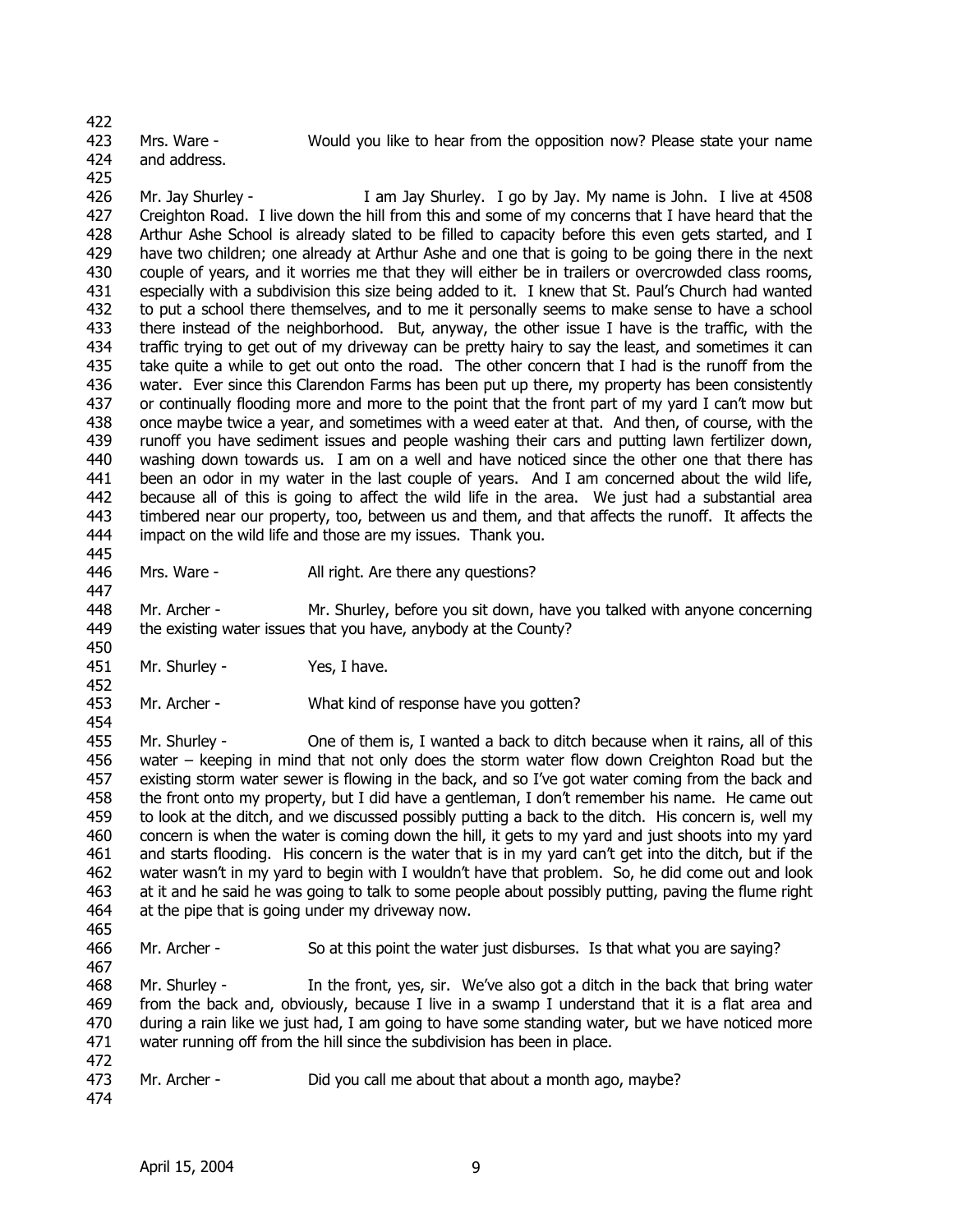Mrs. Ware - Would you like to hear from the opposition now? Please state your name and address.

Mr. Jay Shurley - I am Jay Shurley. I go by Jay. My name is John. I live at 4508 Creighton Road. I live down the hill from this and some of my concerns that I have heard that the Arthur Ashe School is already slated to be filled to capacity before this even gets started, and I have two children; one already at Arthur Ashe and one that is going to be going there in the next couple of years, and it worries me that they will either be in trailers or overcrowded class rooms, especially with a subdivision this size being added to it. I knew that St. Paul's Church had wanted to put a school there themselves, and to me it personally seems to make sense to have a school there instead of the neighborhood. But, anyway, the other issue I have is the traffic, with the traffic trying to get out of my driveway can be pretty hairy to say the least, and sometimes it can take quite a while to get out onto the road. The other concern that I had is the runoff from the water. Ever since this Clarendon Farms has been put up there, my property has been consistently or continually flooding more and more to the point that the front part of my yard I can't mow but once maybe twice a year, and sometimes with a weed eater at that. And then, of course, with the runoff you have sediment issues and people washing their cars and putting lawn fertilizer down, washing down towards us. I am on a well and have noticed since the other one that there has been an odor in my water in the last couple of years. And I am concerned about the wild life, because all of this is going to affect the wild life in the area. We just had a substantial area timbered near our property, too, between us and them, and that affects the runoff. It affects the impact on the wild life and those are my issues. Thank you.

Mrs. Ware - All right. Are there any questions?

Mr. Archer - Mr. Shurley, before you sit down, have you talked with anyone concerning the existing water issues that you have, anybody at the County?

Mr. Shurley - Yes, I have.

Mr. Archer - What kind of response have you gotten?

Mr. Shurley - One of them is, I wanted a back to ditch because when it rains, all of this water – keeping in mind that not only does the storm water flow down Creighton Road but the existing storm water sewer is flowing in the back, and so I've got water coming from the back and the front onto my property, but I did have a gentleman, I don't remember his name. He came out to look at the ditch, and we discussed possibly putting a back to the ditch. His concern is, well my concern is when the water is coming down the hill, it gets to my yard and just shoots into my yard and starts flooding. His concern is the water that is in my yard can't get into the ditch, but if the water wasn't in my yard to begin with I wouldn't have that problem. So, he did come out and look at it and he said he was going to talk to some people about possibly putting, paving the flume right at the pipe that is going under my driveway now.

Mr. Archer - So at this point the water just disburses. Is that what you are saying?

Mr. Shurley - In the front, yes, sir. We've also got a ditch in the back that bring water from the back and, obviously, because I live in a swamp I understand that it is a flat area and during a rain like we just had, I am going to have some standing water, but we have noticed more water running off from the hill since the subdivision has been in place.

Mr. Archer - Did you call me about that about a month ago, maybe?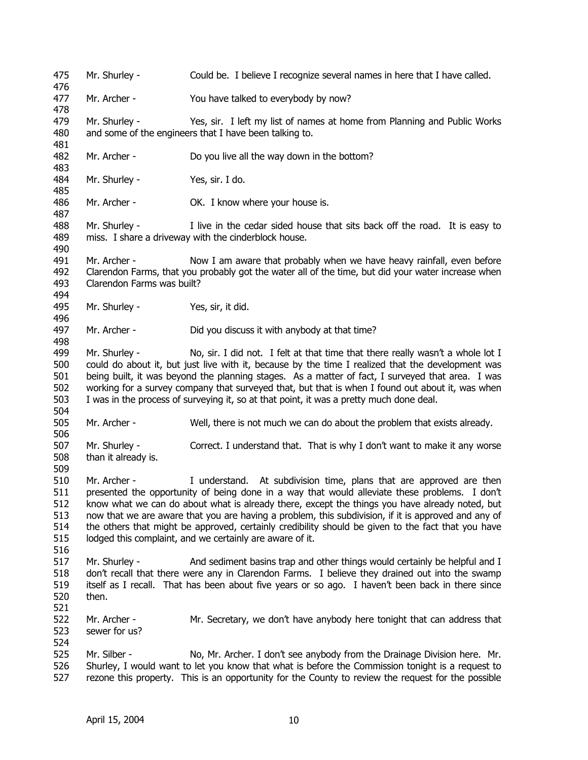Mr. Shurley - Could be. I believe I recognize several names in here that I have called.

Mr. Archer - You have talked to everybody by now?

Mr. Shurley - Yes, sir. I left my list of names at home from Planning and Public Works and some of the engineers that I have been talking to.

Mr. Archer - Do you live all the way down in the bottom?

Mr. Shurley - Yes, sir. I do.

Mr. Archer - OK. I know where your house is.

Mr. Shurley - I live in the cedar sided house that sits back off the road. It is easy to miss. I share a driveway with the cinderblock house.

Mr. Archer - Now I am aware that probably when we have heavy rainfall, even before Clarendon Farms, that you probably got the water all of the time, but did your water increase when Clarendon Farms was built?

Mr. Shurley - Yes, sir, it did.

Mr. Archer - Did you discuss it with anybody at that time?

Mr. Shurley - No, sir. I did not. I felt at that time that there really wasn't a whole lot I could do about it, but just live with it, because by the time I realized that the development was being built, it was beyond the planning stages. As a matter of fact, I surveyed that area. I was working for a survey company that surveyed that, but that is when I found out about it, was when I was in the process of surveying it, so at that point, it was a pretty much done deal.

Mr. Archer - Well, there is not much we can do about the problem that exists already.

Mr. Shurley - Correct. I understand that. That is why I don't want to make it any worse than it already is.

Mr. Archer - I understand. At subdivision time, plans that are approved are then presented the opportunity of being done in a way that would alleviate these problems. I don't know what we can do about what is already there, except the things you have already noted, but now that we are aware that you are having a problem, this subdivision, if it is approved and any of the others that might be approved, certainly credibility should be given to the fact that you have lodged this complaint, and we certainly are aware of it.

Mr. Shurley - And sediment basins trap and other things would certainly be helpful and I don't recall that there were any in Clarendon Farms. I believe they drained out into the swamp itself as I recall. That has been about five years or so ago. I haven't been back in there since then.

Mr. Archer - Mr. Secretary, we don't have anybody here tonight that can address that sewer for us?

Mr. Silber - No, Mr. Archer. I don't see anybody from the Drainage Division here. Mr. Shurley, I would want to let you know that what is before the Commission tonight is a request to rezone this property. This is an opportunity for the County to review the request for the possible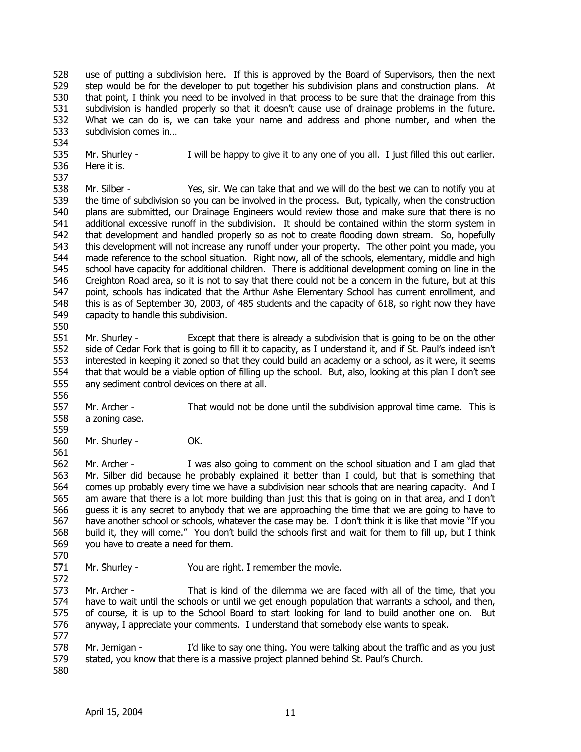use of putting a subdivision here. If this is approved by the Board of Supervisors, then the next step would be for the developer to put together his subdivision plans and construction plans. At that point, I think you need to be involved in that process to be sure that the drainage from this subdivision is handled properly so that it doesn't cause use of drainage problems in the future. What we can do is, we can take your name and address and phone number, and when the subdivision comes in…

Mr. Shurley - I will be happy to give it to any one of you all. I just filled this out earlier. Here it is.

Mr. Silber - Yes, sir. We can take that and we will do the best we can to notify you at the time of subdivision so you can be involved in the process. But, typically, when the construction plans are submitted, our Drainage Engineers would review those and make sure that there is no additional excessive runoff in the subdivision. It should be contained within the storm system in that development and handled properly so as not to create flooding down stream. So, hopefully this development will not increase any runoff under your property. The other point you made, you made reference to the school situation. Right now, all of the schools, elementary, middle and high school have capacity for additional children. There is additional development coming on line in the Creighton Road area, so it is not to say that there could not be a concern in the future, but at this point, schools has indicated that the Arthur Ashe Elementary School has current enrollment, and this is as of September 30, 2003, of 485 students and the capacity of 618, so right now they have capacity to handle this subdivision.

Mr. Shurley - Except that there is already a subdivision that is going to be on the other side of Cedar Fork that is going to fill it to capacity, as I understand it, and if St. Paul's indeed isn't interested in keeping it zoned so that they could build an academy or a school, as it were, it seems that that would be a viable option of filling up the school. But, also, looking at this plan I don't see any sediment control devices on there at all.

Mr. Archer - That would not be done until the subdivision approval time came. This is a zoning case.

Mr. Shurley - OK.

Mr. Archer - I was also going to comment on the school situation and I am glad that Mr. Silber did because he probably explained it better than I could, but that is something that comes up probably every time we have a subdivision near schools that are nearing capacity. And I am aware that there is a lot more building than just this that is going on in that area, and I don't guess it is any secret to anybody that we are approaching the time that we are going to have to have another school or schools, whatever the case may be. I don't think it is like that movie "If you build it, they will come." You don't build the schools first and wait for them to fill up, but I think you have to create a need for them.

Mr. Shurley - You are right. I remember the movie.

Mr. Archer - That is kind of the dilemma we are faced with all of the time, that you have to wait until the schools or until we get enough population that warrants a school, and then, of course, it is up to the School Board to start looking for land to build another one on. But anyway, I appreciate your comments. I understand that somebody else wants to speak.

Mr. Jernigan - I'd like to say one thing. You were talking about the traffic and as you just stated, you know that there is a massive project planned behind St. Paul's Church.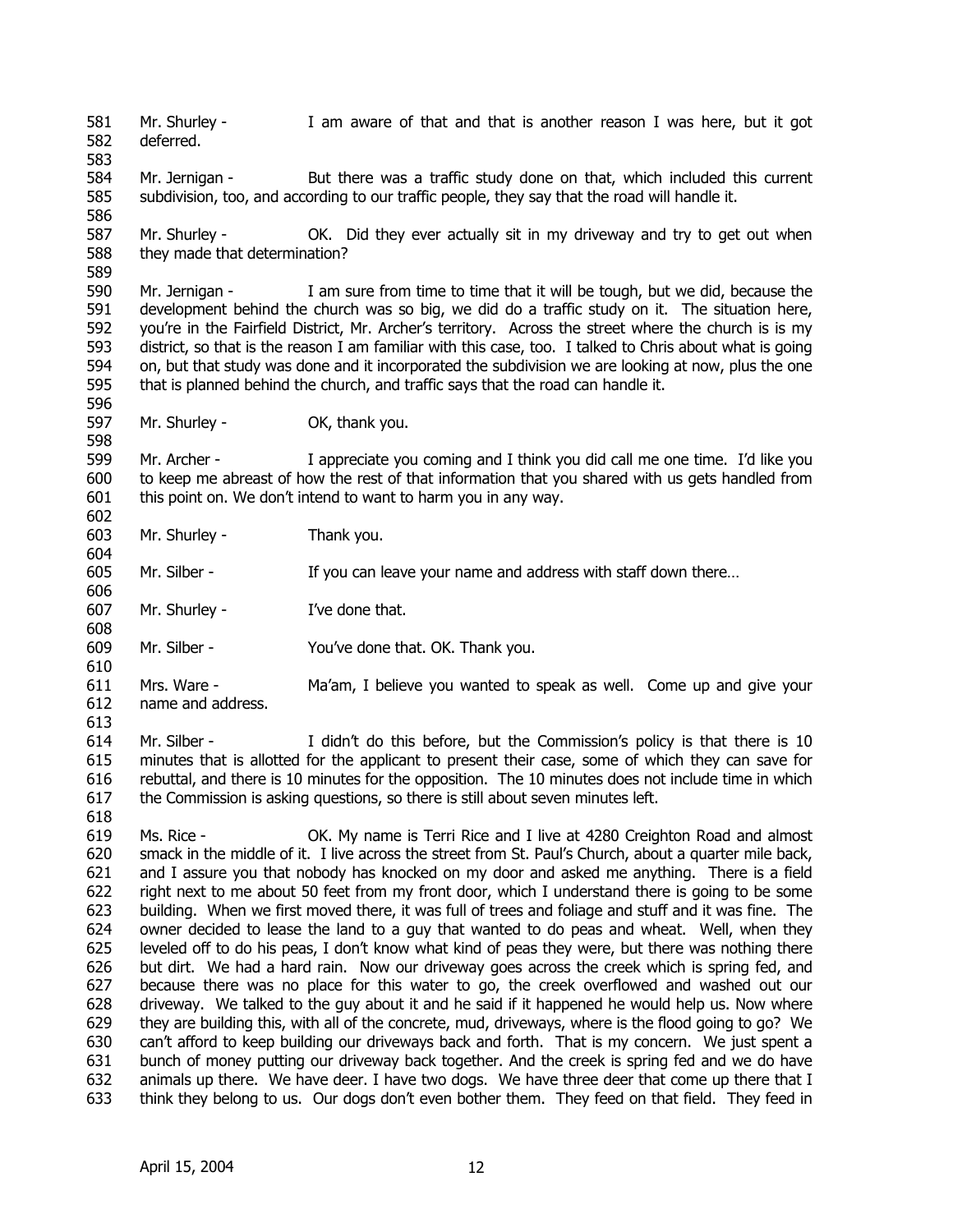Mr. Shurley - I am aware of that and that is another reason I was here, but it got deferred.

Mr. Jernigan - But there was a traffic study done on that, which included this current subdivision, too, and according to our traffic people, they say that the road will handle it.

Mr. Shurley - OK. Did they ever actually sit in my driveway and try to get out when they made that determination?

Mr. Jernigan - I am sure from time to time that it will be tough, but we did, because the development behind the church was so big, we did do a traffic study on it. The situation here, you're in the Fairfield District, Mr. Archer's territory. Across the street where the church is is my district, so that is the reason I am familiar with this case, too. I talked to Chris about what is going on, but that study was done and it incorporated the subdivision we are looking at now, plus the one that is planned behind the church, and traffic says that the road can handle it.

Mr. Shurley - OK, thank you.

Mr. Archer - I appreciate you coming and I think you did call me one time. I'd like you to keep me abreast of how the rest of that information that you shared with us gets handled from this point on. We don't intend to want to harm you in any way.

Mr. Shurley - Thank you.

Mr. Silber - If you can leave your name and address with staff down there…

Mr. Shurley - I've done that.

Mr. Silber - You've done that. OK. Thank you.

Mrs. Ware - Ma'am, I believe you wanted to speak as well. Come up and give your name and address.

Mr. Silber - I didn't do this before, but the Commission's policy is that there is 10 minutes that is allotted for the applicant to present their case, some of which they can save for rebuttal, and there is 10 minutes for the opposition. The 10 minutes does not include time in which the Commission is asking questions, so there is still about seven minutes left.

Ms. Rice - OK. My name is Terri Rice and I live at 4280 Creighton Road and almost smack in the middle of it. I live across the street from St. Paul's Church, about a quarter mile back, and I assure you that nobody has knocked on my door and asked me anything. There is a field right next to me about 50 feet from my front door, which I understand there is going to be some building. When we first moved there, it was full of trees and foliage and stuff and it was fine. The owner decided to lease the land to a guy that wanted to do peas and wheat. Well, when they leveled off to do his peas, I don't know what kind of peas they were, but there was nothing there but dirt. We had a hard rain. Now our driveway goes across the creek which is spring fed, and because there was no place for this water to go, the creek overflowed and washed out our driveway. We talked to the guy about it and he said if it happened he would help us. Now where they are building this, with all of the concrete, mud, driveways, where is the flood going to go? We can't afford to keep building our driveways back and forth. That is my concern. We just spent a bunch of money putting our driveway back together. And the creek is spring fed and we do have animals up there. We have deer. I have two dogs. We have three deer that come up there that I think they belong to us. Our dogs don't even bother them. They feed on that field. They feed in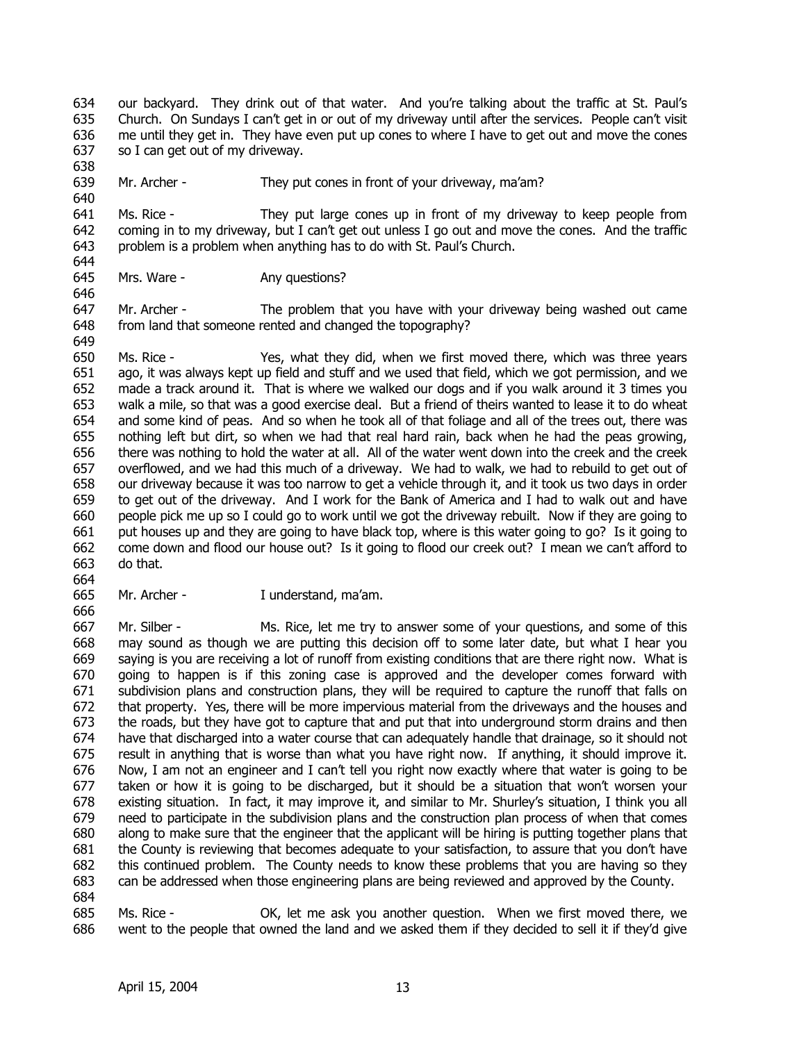our backyard. They drink out of that water. And you're talking about the traffic at St. Paul's Church. On Sundays I can't get in or out of my driveway until after the services. People can't visit me until they get in. They have even put up cones to where I have to get out and move the cones so I can get out of my driveway.

Mr. Archer - They put cones in front of your driveway, ma'am?

Ms. Rice - They put large cones up in front of my driveway to keep people from coming in to my driveway, but I can't get out unless I go out and move the cones. And the traffic problem is a problem when anything has to do with St. Paul's Church.

Mrs. Ware - Any questions?

Mr. Archer - The problem that you have with your driveway being washed out came from land that someone rented and changed the topography?

Ms. Rice - Yes, what they did, when we first moved there, which was three years ago, it was always kept up field and stuff and we used that field, which we got permission, and we made a track around it. That is where we walked our dogs and if you walk around it 3 times you walk a mile, so that was a good exercise deal. But a friend of theirs wanted to lease it to do wheat and some kind of peas. And so when he took all of that foliage and all of the trees out, there was nothing left but dirt, so when we had that real hard rain, back when he had the peas growing, there was nothing to hold the water at all. All of the water went down into the creek and the creek overflowed, and we had this much of a driveway. We had to walk, we had to rebuild to get out of our driveway because it was too narrow to get a vehicle through it, and it took us two days in order to get out of the driveway. And I work for the Bank of America and I had to walk out and have people pick me up so I could go to work until we got the driveway rebuilt. Now if they are going to put houses up and they are going to have black top, where is this water going to go? Is it going to come down and flood our house out? Is it going to flood our creek out? I mean we can't afford to do that.

Mr. Archer - I understand, ma'am.

Mr. Silber - Ms. Rice, let me try to answer some of your questions, and some of this may sound as though we are putting this decision off to some later date, but what I hear you saying is you are receiving a lot of runoff from existing conditions that are there right now. What is going to happen is if this zoning case is approved and the developer comes forward with subdivision plans and construction plans, they will be required to capture the runoff that falls on that property. Yes, there will be more impervious material from the driveways and the houses and the roads, but they have got to capture that and put that into underground storm drains and then have that discharged into a water course that can adequately handle that drainage, so it should not result in anything that is worse than what you have right now. If anything, it should improve it. Now, I am not an engineer and I can't tell you right now exactly where that water is going to be taken or how it is going to be discharged, but it should be a situation that won't worsen your existing situation. In fact, it may improve it, and similar to Mr. Shurley's situation, I think you all need to participate in the subdivision plans and the construction plan process of when that comes along to make sure that the engineer that the applicant will be hiring is putting together plans that the County is reviewing that becomes adequate to your satisfaction, to assure that you don't have this continued problem. The County needs to know these problems that you are having so they can be addressed when those engineering plans are being reviewed and approved by the County.

Ms. Rice - OK, let me ask you another question. When we first moved there, we went to the people that owned the land and we asked them if they decided to sell it if they'd give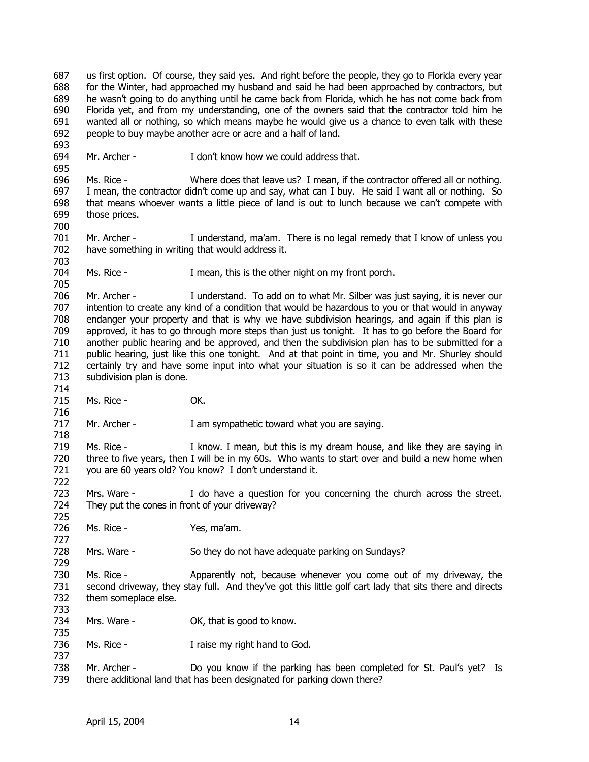us first option. Of course, they said yes. And right before the people, they go to Florida every year for the Winter, had approached my husband and said he had been approached by contractors, but he wasn't going to do anything until he came back from Florida, which he has not come back from Florida yet, and from my understanding, one of the owners said that the contractor told him he wanted all or nothing, so which means maybe he would give us a chance to even talk with these people to buy maybe another acre or acre and a half of land.

Mr. Archer - I don't know how we could address that.

Ms. Rice - Where does that leave us? I mean, if the contractor offered all or nothing. I mean, the contractor didn't come up and say, what can I buy. He said I want all or nothing. So that means whoever wants a little piece of land is out to lunch because we can't compete with those prices.

Mr. Archer - I understand, ma'am. There is no legal remedy that I know of unless you have something in writing that would address it.

Ms. Rice - I mean, this is the other night on my front porch.

Mr. Archer - I understand. To add on to what Mr. Silber was just saying, it is never our intention to create any kind of a condition that would be hazardous to you or that would in anyway endanger your property and that is why we have subdivision hearings, and again if this plan is approved, it has to go through more steps than just us tonight. It has to go before the Board for another public hearing and be approved, and then the subdivision plan has to be submitted for a public hearing, just like this one tonight. And at that point in time, you and Mr. Shurley should certainly try and have some input into what your situation is so it can be addressed when the subdivision plan is done.

Ms. Rice - OK.

Mr. Archer - I am sympathetic toward what you are saying.

Ms. Rice - I know. I mean, but this is my dream house, and like they are saying in three to five years, then I will be in my 60s. Who wants to start over and build a new home when you are 60 years old? You know? I don't understand it.

Mrs. Ware - I do have a question for you concerning the church across the street. They put the cones in front of your driveway?

Ms. Rice - Yes, ma'am.

Mrs. Ware - So they do not have adequate parking on Sundays?

Ms. Rice - Apparently not, because whenever you come out of my driveway, the second driveway, they stay full. And they've got this little golf cart lady that sits there and directs them someplace else.

Mrs. Ware - OK, that is good to know.

Ms. Rice - I raise my right hand to God.

Mr. Archer - Do you know if the parking has been completed for St. Paul's yet? Is there additional land that has been designated for parking down there?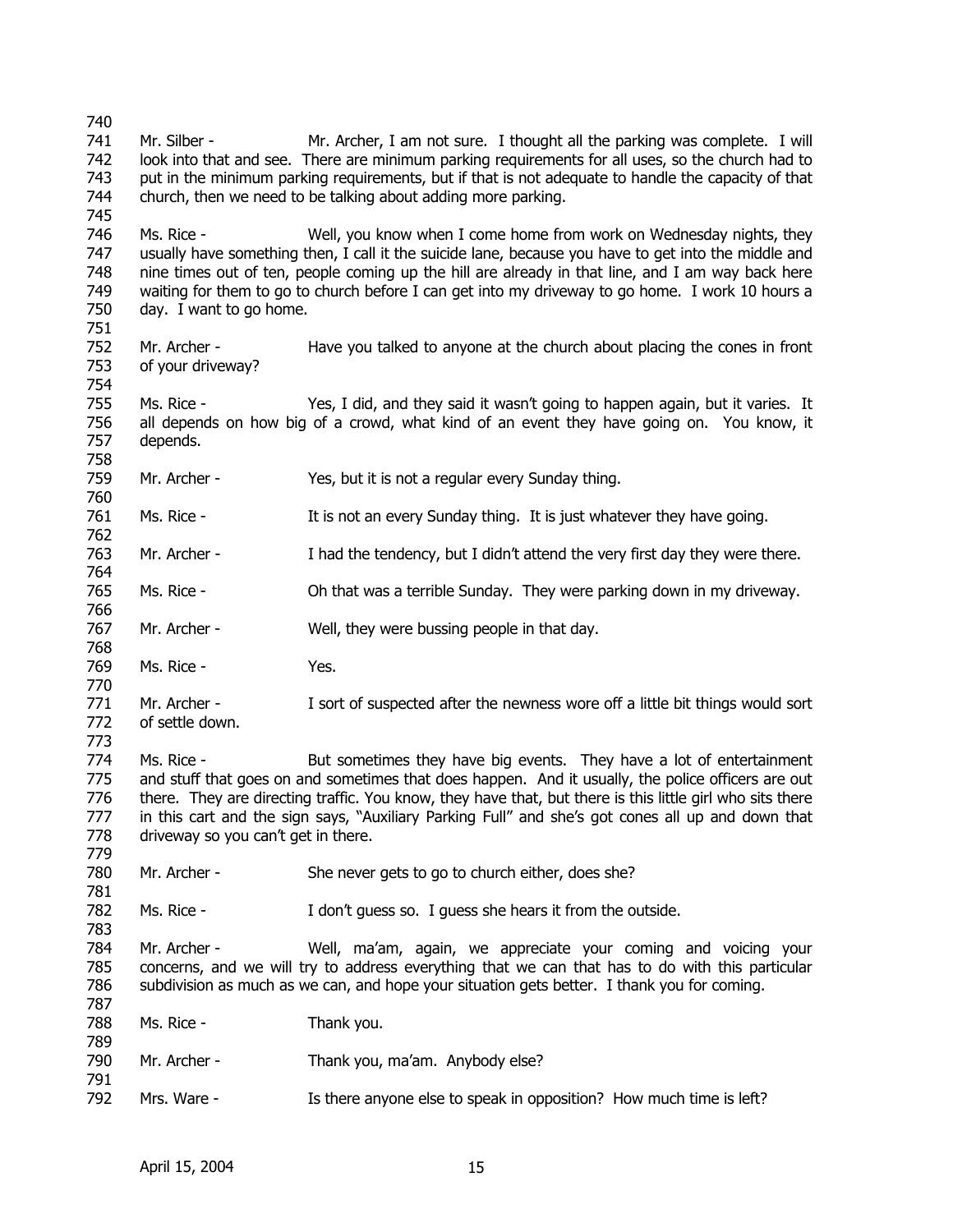Mr. Silber - Mr. Archer, I am not sure. I thought all the parking was complete. I will look into that and see. There are minimum parking requirements for all uses, so the church had to put in the minimum parking requirements, but if that is not adequate to handle the capacity of that church, then we need to be talking about adding more parking.

Ms. Rice - Well, you know when I come home from work on Wednesday nights, they usually have something then, I call it the suicide lane, because you have to get into the middle and nine times out of ten, people coming up the hill are already in that line, and I am way back here waiting for them to go to church before I can get into my driveway to go home. I work 10 hours a day. I want to go home.

Mr. Archer - Have you talked to anyone at the church about placing the cones in front of your driveway?

Ms. Rice - Yes, I did, and they said it wasn't going to happen again, but it varies. It all depends on how big of a crowd, what kind of an event they have going on. You know, it depends.

Mr. Archer - Yes, but it is not a regular every Sunday thing.

Ms. Rice - It is not an every Sunday thing. It is just whatever they have going.

Mr. Archer - I had the tendency, but I didn't attend the very first day they were there.

Ms. Rice - Oh that was a terrible Sunday. They were parking down in my driveway.

Mr. Archer - Well, they were bussing people in that day.

Ms. Rice - Yes.

Mr. Archer - I sort of suspected after the newness wore off a little bit things would sort of settle down.

Ms. Rice - But sometimes they have big events. They have a lot of entertainment and stuff that goes on and sometimes that does happen. And it usually, the police officers are out there. They are directing traffic. You know, they have that, but there is this little girl who sits there in this cart and the sign says, "Auxiliary Parking Full" and she's got cones all up and down that driveway so you can't get in there.

Mr. Archer - She never gets to go to church either, does she?

Ms. Rice - I don't guess so. I guess she hears it from the outside.

Mr. Archer - Well, ma'am, again, we appreciate your coming and voicing your concerns, and we will try to address everything that we can that has to do with this particular subdivision as much as we can, and hope your situation gets better. I thank you for coming.

Ms. Rice - Thank you.

Mr. Archer - Thank you, ma'am. Anybody else?

Mrs. Ware - Is there anyone else to speak in opposition? How much time is left?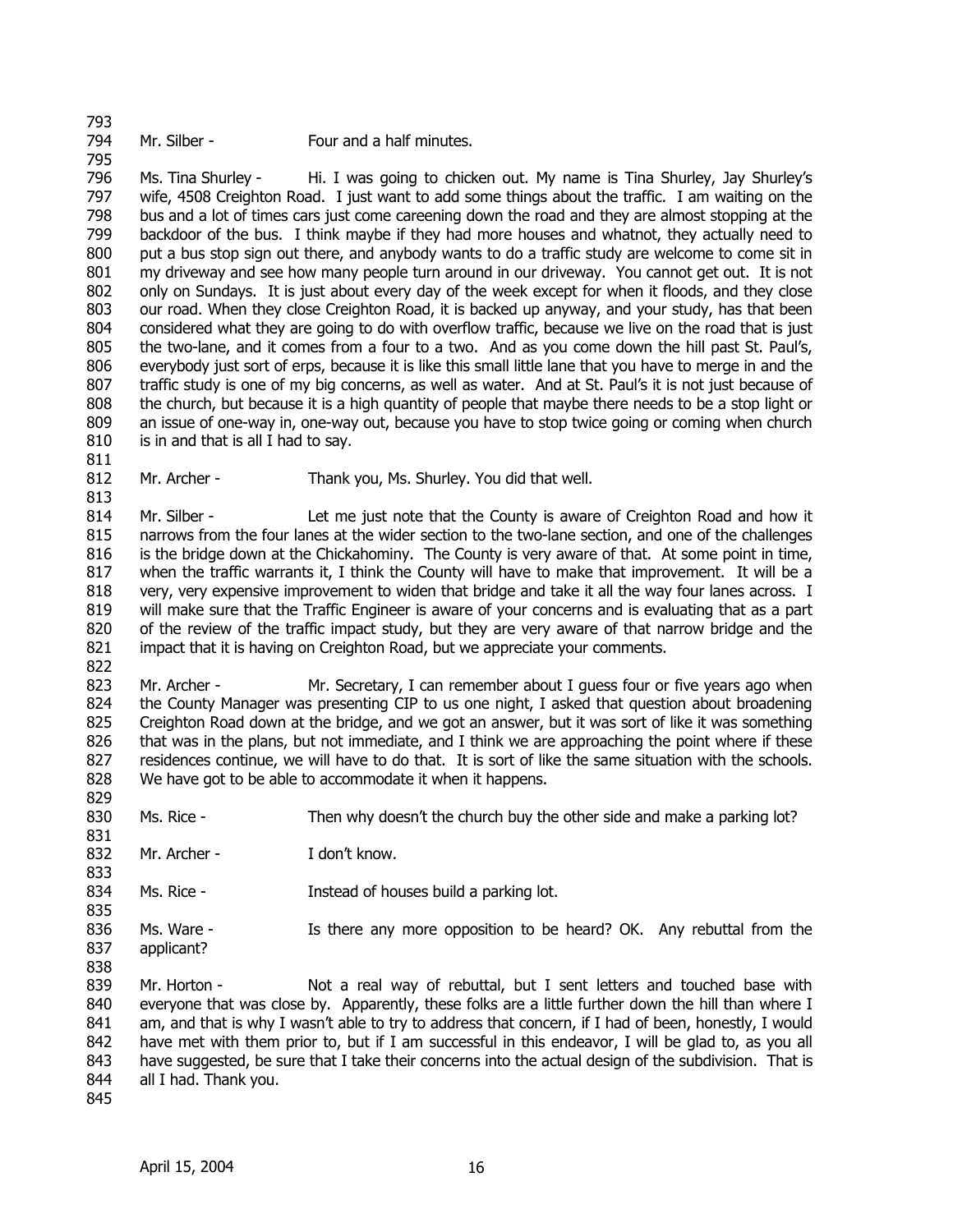Mr. Silber - Four and a half minutes.

Ms. Tina Shurley - Hi. I was going to chicken out. My name is Tina Shurley, Jay Shurley's wife, 4508 Creighton Road. I just want to add some things about the traffic. I am waiting on the bus and a lot of times cars just come careening down the road and they are almost stopping at the backdoor of the bus. I think maybe if they had more houses and whatnot, they actually need to put a bus stop sign out there, and anybody wants to do a traffic study are welcome to come sit in my driveway and see how many people turn around in our driveway. You cannot get out. It is not only on Sundays. It is just about every day of the week except for when it floods, and they close our road. When they close Creighton Road, it is backed up anyway, and your study, has that been considered what they are going to do with overflow traffic, because we live on the road that is just the two-lane, and it comes from a four to a two. And as you come down the hill past St. Paul's, everybody just sort of erps, because it is like this small little lane that you have to merge in and the traffic study is one of my big concerns, as well as water. And at St. Paul's it is not just because of the church, but because it is a high quantity of people that maybe there needs to be a stop light or an issue of one-way in, one-way out, because you have to stop twice going or coming when church is in and that is all I had to say.

Mr. Archer - Thank you, Ms. Shurley. You did that well.

Mr. Silber - Let me just note that the County is aware of Creighton Road and how it narrows from the four lanes at the wider section to the two-lane section, and one of the challenges is the bridge down at the Chickahominy. The County is very aware of that. At some point in time, when the traffic warrants it, I think the County will have to make that improvement. It will be a very, very expensive improvement to widen that bridge and take it all the way four lanes across. I will make sure that the Traffic Engineer is aware of your concerns and is evaluating that as a part of the review of the traffic impact study, but they are very aware of that narrow bridge and the impact that it is having on Creighton Road, but we appreciate your comments.

Mr. Archer - Mr. Secretary, I can remember about I guess four or five years ago when the County Manager was presenting CIP to us one night, I asked that question about broadening Creighton Road down at the bridge, and we got an answer, but it was sort of like it was something that was in the plans, but not immediate, and I think we are approaching the point where if these residences continue, we will have to do that. It is sort of like the same situation with the schools. We have got to be able to accommodate it when it happens.

Ms. Rice - Then why doesn't the church buy the other side and make a parking lot?

Mr. Archer - I don't know.

Ms. Rice - Instead of houses build a parking lot.

Ms. Ware - Is there any more opposition to be heard? OK. Any rebuttal from the applicant?

Mr. Horton - Not a real way of rebuttal, but I sent letters and touched base with everyone that was close by. Apparently, these folks are a little further down the hill than where I am, and that is why I wasn't able to try to address that concern, if I had of been, honestly, I would have met with them prior to, but if I am successful in this endeavor, I will be glad to, as you all have suggested, be sure that I take their concerns into the actual design of the subdivision. That is all I had. Thank you.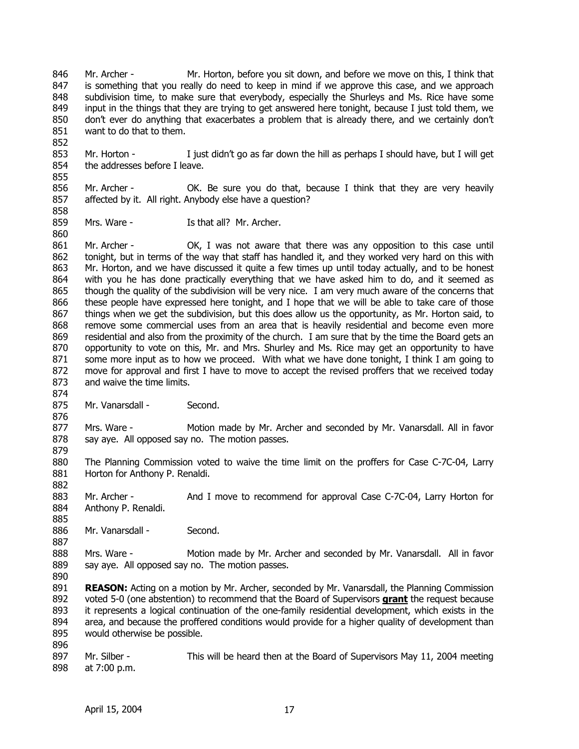846 Mr. Archer - Mr. Horton, before you sit down, and before we move on this, I think that
847 is something that you really do need to keep in mind if we approve this case, and we approach
848 subdivision time, to make sure that everybody, especially the Shurleys and Ms. Rice have some
849 input in the things that they are trying to get answered here tonight, because I just told them, we
850 don't ever do anything that exacerbates a problem that is already there, and we certainly don't
851 want to do that to them.
852
853 Mr. Horton - I just didn't go as far down the hill as perhaps I should have, but I will get
854 the addresses before I leave.
855
856 Mr. Archer - OK. Be sure you do that, because I think that they are very heavily
857 affected by it. All right. Anybody else have a question?
858
859 Mrs. Ware - Is that all? Mr. Archer.
860
861 Mr. Archer - OK, I was not aware that there was any opposition to this case until
862 tonight, but in terms of the way that staff has handled it, and they worked very hard on this with
863 Mr. Horton, and we have discussed it quite a few times up until today actually, and to be honest
864 with you he has done practically everything that we have asked him to do, and it seemed as
865 though the quality of the subdivision will be very nice. I am very much aware of the concerns that
866 these people have expressed here tonight, and I hope that we will be able to take care of those
867 things when we get the subdivision, but this does allow us the opportunity, as Mr. Horton said, to
868 remove some commercial uses from an area that is heavily residential and become even more
869 residential and also from the proximity of the church. I am sure that by the time the Board gets an
870 opportunity to vote on this, Mr. and Mrs. Shurley and Ms. Rice may get an opportunity to have
871 some more input as to how we proceed. With what we have done tonight, I think I am going to
872 move for approval and first I have to move to accept the revised proffers that we received today
873 and waive the time limits.
874
875 Mr. Vanarsdall - Second.
876
877 Mrs. Ware - Motion made by Mr. Archer and seconded by Mr. Vanarsdall. All in favor
878 say aye. All opposed say no. The motion passes.
879
880 The Planning Commission voted to waive the time limit on the proffers for Case C-7C-04, Larry
881 Horton for Anthony P. Renaldi.
882
883 Mr. Archer - And I move to recommend for approval Case C-7C-04, Larry Horton for
884 Anthony P. Renaldi.
885
886 Mr. Vanarsdall - Second.
887
888 Mrs. Ware - Motion made by Mr. Archer and seconded by Mr. Vanarsdall. All in favor
889 say aye. All opposed say no. The motion passes.
890
891 **REASON:** Acting on a motion by Mr. Archer, seconded by Mr. Vanarsdall, the Planning Commission
892 voted 5-0 (one abstention) to recommend that the Board of Supervisors **grant** the request because
893 it represents a logical continuation of the one-family residential development, which exists in the
894 area, and because the proffered conditions would provide for a higher quality of development than
895 would otherwise be possible.
896
897 Mr. Silber - This will be heard then at the Board of Supervisors May 11, 2004 meeting
898 at 7:00 p.m.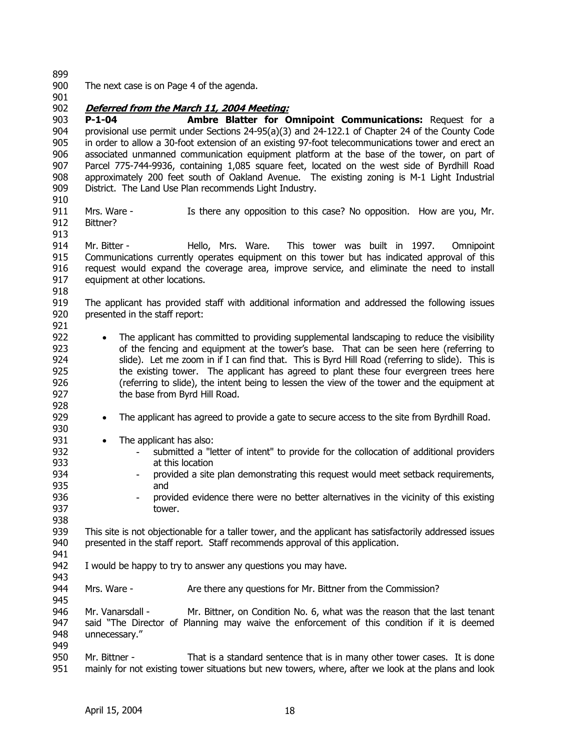The next case is on Page 4 of the agenda.

***Deferred from the March 11, 2004 Meeting:***

**P-1-04 Ambre Blatter for Omnipoint Communications:** Request for a provisional use permit under Sections 24-95(a)(3) and 24-122.1 of Chapter 24 of the County Code in order to allow a 30-foot extension of an existing 97-foot telecommunications tower and erect an associated unmanned communication equipment platform at the base of the tower, on part of Parcel 775-744-9936, containing 1,085 square feet, located on the west side of Byrdhill Road approximately 200 feet south of Oakland Avenue. The existing zoning is M-1 Light Industrial District. The Land Use Plan recommends Light Industry.

Mrs. Ware - Is there any opposition to this case? No opposition. How are you, Mr. Bittner?

Mr. Bitter - Hello, Mrs. Ware. This tower was built in 1997. Omnipoint Communications currently operates equipment on this tower but has indicated approval of this request would expand the coverage area, improve service, and eliminate the need to install equipment at other locations.

The applicant has provided staff with additional information and addressed the following issues presented in the staff report:

- The applicant has committed to providing supplemental landscaping to reduce the visibility of the fencing and equipment at the tower's base. That can be seen here (referring to slide). Let me zoom in if I can find that. This is Byrd Hill Road (referring to slide). This is the existing tower. The applicant has agreed to plant these four evergreen trees here (referring to slide), the intent being to lessen the view of the tower and the equipment at the base from Byrd Hill Road.

- The applicant has agreed to provide a gate to secure access to the site from Byrdhill Road.

- The applicant has also:
  - submitted a "letter of intent" to provide for the collocation of additional providers at this location
  - provided a site plan demonstrating this request would meet setback requirements, and
  - provided evidence there were no better alternatives in the vicinity of this existing tower.

This site is not objectionable for a taller tower, and the applicant has satisfactorily addressed issues presented in the staff report. Staff recommends approval of this application.

I would be happy to try to answer any questions you may have.

Mrs. Ware - Are there any questions for Mr. Bittner from the Commission?

Mr. Vanarsdall - Mr. Bittner, on Condition No. 6, what was the reason that the last tenant said "The Director of Planning may waive the enforcement of this condition if it is deemed unnecessary."

Mr. Bittner - That is a standard sentence that is in many other tower cases. It is done mainly for not existing tower situations but new towers, where, after we look at the plans and look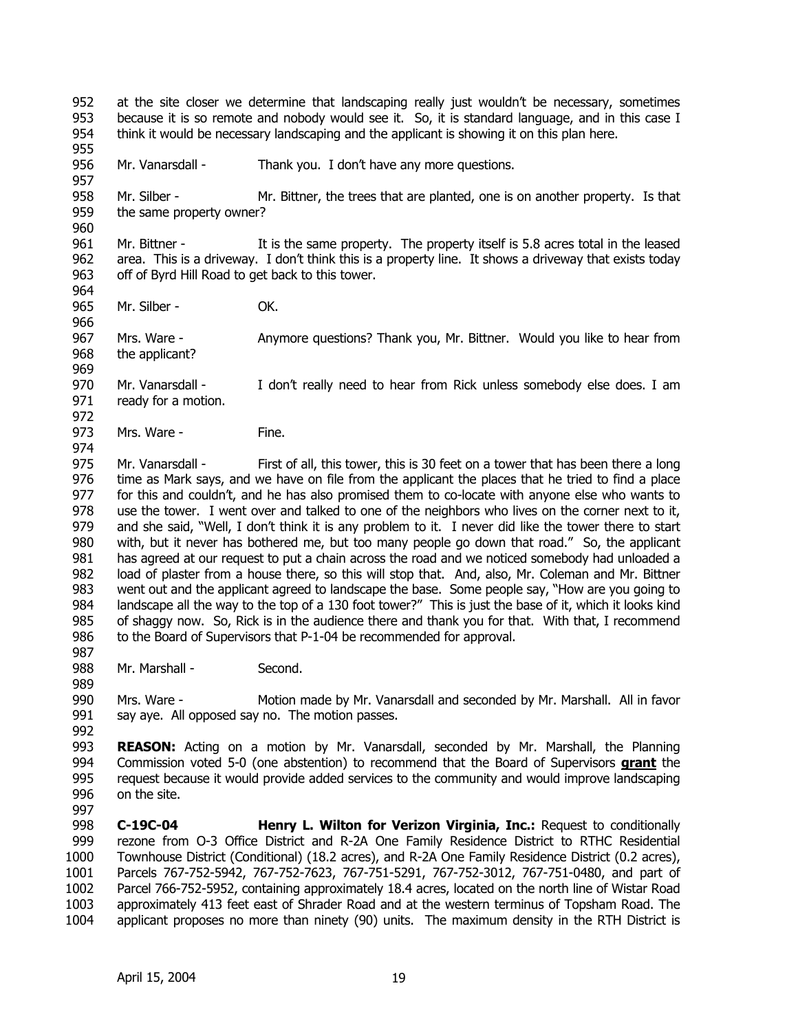at the site closer we determine that landscaping really just wouldn't be necessary, sometimes because it is so remote and nobody would see it. So, it is standard language, and in this case I think it would be necessary landscaping and the applicant is showing it on this plan here.

Mr. Vanarsdall - Thank you. I don't have any more questions.

Mr. Silber - Mr. Bittner, the trees that are planted, one is on another property. Is that the same property owner?

Mr. Bittner - It is the same property. The property itself is 5.8 acres total in the leased area. This is a driveway. I don't think this is a property line. It shows a driveway that exists today off of Byrd Hill Road to get back to this tower.

Mr. Silber - OK.

Mrs. Ware - Anymore questions? Thank you, Mr. Bittner. Would you like to hear from the applicant?

Mr. Vanarsdall - I don't really need to hear from Rick unless somebody else does. I am ready for a motion.

Mrs. Ware - Fine.

Mr. Vanarsdall - First of all, this tower, this is 30 feet on a tower that has been there a long time as Mark says, and we have on file from the applicant the places that he tried to find a place for this and couldn't, and he has also promised them to co-locate with anyone else who wants to use the tower. I went over and talked to one of the neighbors who lives on the corner next to it, and she said, "Well, I don't think it is any problem to it. I never did like the tower there to start with, but it never has bothered me, but too many people go down that road." So, the applicant has agreed at our request to put a chain across the road and we noticed somebody had unloaded a load of plaster from a house there, so this will stop that. And, also, Mr. Coleman and Mr. Bittner went out and the applicant agreed to landscape the base. Some people say, "How are you going to landscape all the way to the top of a 130 foot tower?" This is just the base of it, which it looks kind of shaggy now. So, Rick is in the audience there and thank you for that. With that, I recommend to the Board of Supervisors that P-1-04 be recommended for approval.

Mr. Marshall - Second.

Mrs. Ware - Motion made by Mr. Vanarsdall and seconded by Mr. Marshall. All in favor say aye. All opposed say no. The motion passes.

**REASON:** Acting on a motion by Mr. Vanarsdall, seconded by Mr. Marshall, the Planning Commission voted 5-0 (one abstention) to recommend that the Board of Supervisors **grant** the request because it would provide added services to the community and would improve landscaping on the site.

**C-19C-04** **Henry L. Wilton for Verizon Virginia, Inc.:** Request to conditionally rezone from O-3 Office District and R-2A One Family Residence District to RTHC Residential Townhouse District (Conditional) (18.2 acres), and R-2A One Family Residence District (0.2 acres), Parcels 767-752-5942, 767-752-7623, 767-751-5291, 767-752-3012, 767-751-0480, and part of Parcel 766-752-5952, containing approximately 18.4 acres, located on the north line of Wistar Road approximately 413 feet east of Shrader Road and at the western terminus of Topsham Road. The applicant proposes no more than ninety (90) units. The maximum density in the RTH District is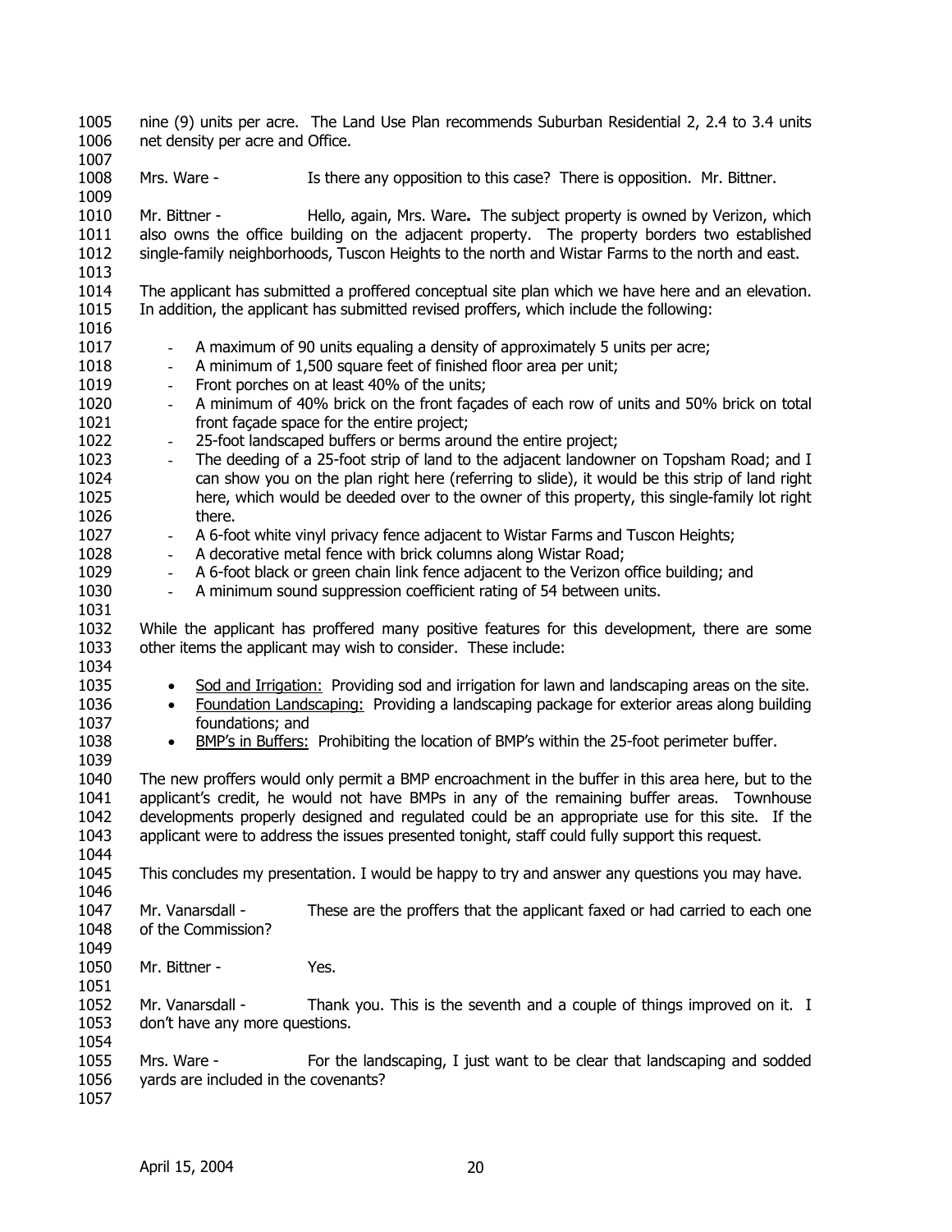nine (9) units per acre. The Land Use Plan recommends Suburban Residential 2, 2.4 to 3.4 units net density per acre and Office.

Mrs. Ware - Is there any opposition to this case? There is opposition. Mr. Bittner.

Mr. Bittner - Hello, again, Mrs. Ware**.** The subject property is owned by Verizon, which also owns the office building on the adjacent property. The property borders two established single-family neighborhoods, Tuscon Heights to the north and Wistar Farms to the north and east.

The applicant has submitted a proffered conceptual site plan which we have here and an elevation. In addition, the applicant has submitted revised proffers, which include the following:

- A maximum of 90 units equaling a density of approximately 5 units per acre;
- A minimum of 1,500 square feet of finished floor area per unit;
- Front porches on at least 40% of the units;
- A minimum of 40% brick on the front façades of each row of units and 50% brick on total front façade space for the entire project;
- 25-foot landscaped buffers or berms around the entire project;
- The deeding of a 25-foot strip of land to the adjacent landowner on Topsham Road; and I can show you on the plan right here (referring to slide), it would be this strip of land right here, which would be deeded over to the owner of this property, this single-family lot right there.
- A 6-foot white vinyl privacy fence adjacent to Wistar Farms and Tuscon Heights;
- A decorative metal fence with brick columns along Wistar Road;
- A 6-foot black or green chain link fence adjacent to the Verizon office building; and
- A minimum sound suppression coefficient rating of 54 between units.

While the applicant has proffered many positive features for this development, there are some other items the applicant may wish to consider. These include:

- <u>Sod and Irrigation:</u> Providing sod and irrigation for lawn and landscaping areas on the site.
- <u>Foundation Landscaping:</u> Providing a landscaping package for exterior areas along building foundations; and
- <u>BMP's in Buffers:</u> Prohibiting the location of BMP's within the 25-foot perimeter buffer.

The new proffers would only permit a BMP encroachment in the buffer in this area here, but to the applicant's credit, he would not have BMPs in any of the remaining buffer areas. Townhouse developments properly designed and regulated could be an appropriate use for this site. If the applicant were to address the issues presented tonight, staff could fully support this request.

This concludes my presentation. I would be happy to try and answer any questions you may have.

Mr. Vanarsdall - These are the proffers that the applicant faxed or had carried to each one of the Commission?

Mr. Bittner - Yes.

Mr. Vanarsdall - Thank you. This is the seventh and a couple of things improved on it. I don't have any more questions.

Mrs. Ware - For the landscaping, I just want to be clear that landscaping and sodded yards are included in the covenants?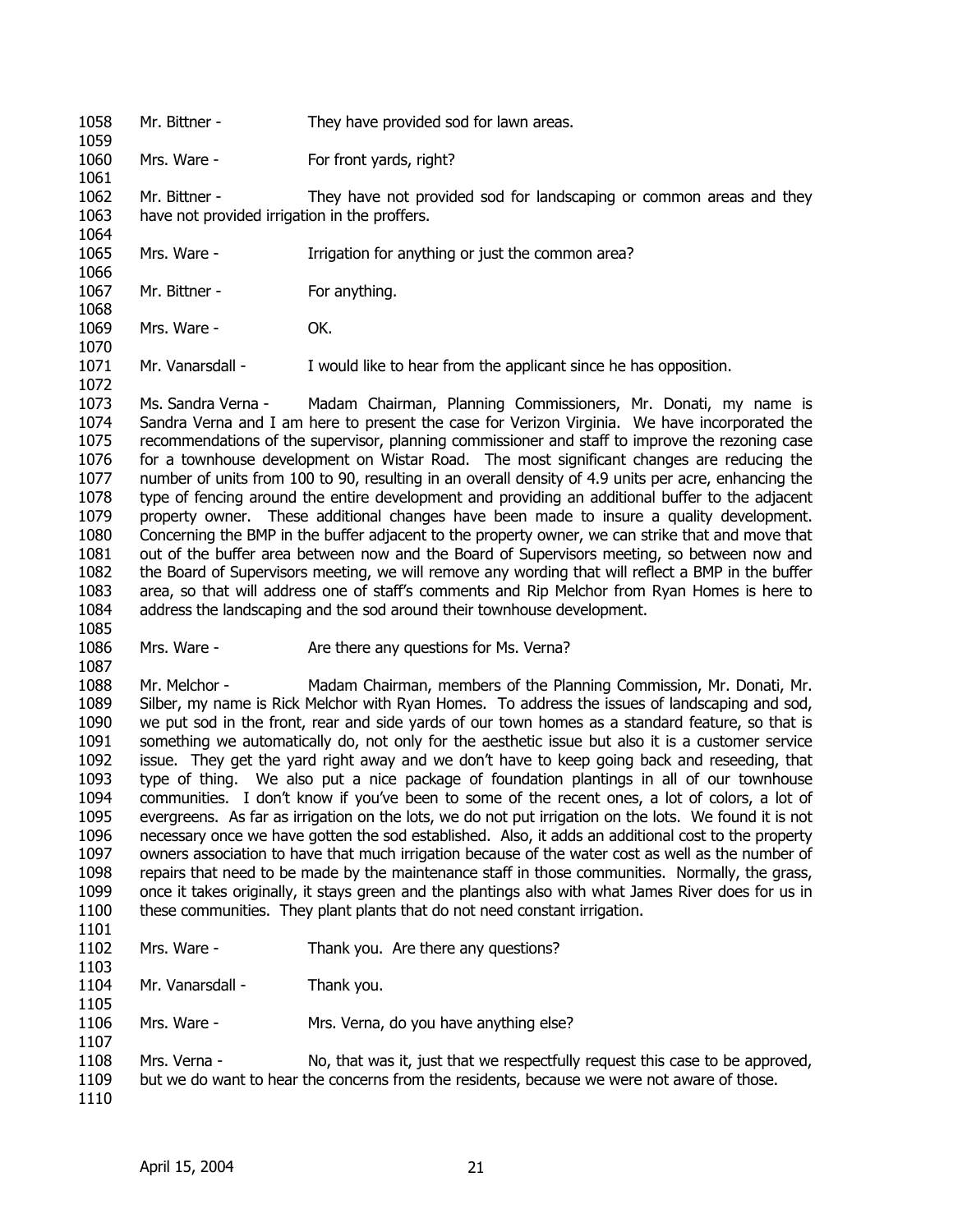Mr. Bittner - They have provided sod for lawn areas.

Mrs. Ware - For front yards, right?

Mr. Bittner - They have not provided sod for landscaping or common areas and they have not provided irrigation in the proffers.

Mrs. Ware - Irrigation for anything or just the common area?

Mr. Bittner - For anything.

Mrs. Ware - OK.

Mr. Vanarsdall - I would like to hear from the applicant since he has opposition.

Ms. Sandra Verna - Madam Chairman, Planning Commissioners, Mr. Donati, my name is Sandra Verna and I am here to present the case for Verizon Virginia. We have incorporated the recommendations of the supervisor, planning commissioner and staff to improve the rezoning case for a townhouse development on Wistar Road. The most significant changes are reducing the number of units from 100 to 90, resulting in an overall density of 4.9 units per acre, enhancing the type of fencing around the entire development and providing an additional buffer to the adjacent property owner. These additional changes have been made to insure a quality development. Concerning the BMP in the buffer adjacent to the property owner, we can strike that and move that out of the buffer area between now and the Board of Supervisors meeting, so between now and the Board of Supervisors meeting, we will remove any wording that will reflect a BMP in the buffer area, so that will address one of staff's comments and Rip Melchor from Ryan Homes is here to address the landscaping and the sod around their townhouse development.

Mrs. Ware - Are there any questions for Ms. Verna?

Mr. Melchor - Madam Chairman, members of the Planning Commission, Mr. Donati, Mr. Silber, my name is Rick Melchor with Ryan Homes. To address the issues of landscaping and sod, we put sod in the front, rear and side yards of our town homes as a standard feature, so that is something we automatically do, not only for the aesthetic issue but also it is a customer service issue. They get the yard right away and we don't have to keep going back and reseeding, that type of thing. We also put a nice package of foundation plantings in all of our townhouse communities. I don't know if you've been to some of the recent ones, a lot of colors, a lot of evergreens. As far as irrigation on the lots, we do not put irrigation on the lots. We found it is not necessary once we have gotten the sod established. Also, it adds an additional cost to the property owners association to have that much irrigation because of the water cost as well as the number of repairs that need to be made by the maintenance staff in those communities. Normally, the grass, once it takes originally, it stays green and the plantings also with what James River does for us in these communities. They plant plants that do not need constant irrigation.

Mrs. Ware - Thank you. Are there any questions?

Mr. Vanarsdall - Thank you.

Mrs. Ware - Mrs. Verna, do you have anything else?

Mrs. Verna - No, that was it, just that we respectfully request this case to be approved, but we do want to hear the concerns from the residents, because we were not aware of those.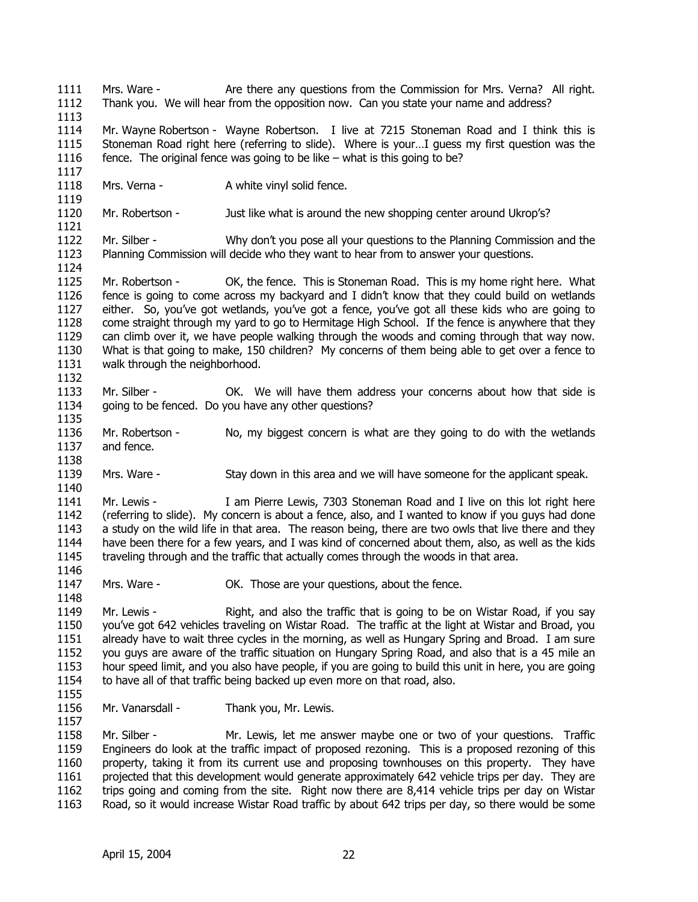1111 Mrs. Ware - Are there any questions from the Commission for Mrs. Verna? All right.
1112 Thank you. We will hear from the opposition now. Can you state your name and address?
1113
1114 Mr. Wayne Robertson - Wayne Robertson. I live at 7215 Stoneman Road and I think this is
1115 Stoneman Road right here (referring to slide). Where is your…I guess my first question was the
1116 fence. The original fence was going to be like – what is this going to be?
1117
1118 Mrs. Verna - A white vinyl solid fence.
1119
1120 Mr. Robertson - Just like what is around the new shopping center around Ukrop's?
1121
1122 Mr. Silber - Why don't you pose all your questions to the Planning Commission and the
1123 Planning Commission will decide who they want to hear from to answer your questions.
1124
1125 Mr. Robertson - OK, the fence. This is Stoneman Road. This is my home right here. What
1126 fence is going to come across my backyard and I didn't know that they could build on wetlands
1127 either. So, you've got wetlands, you've got a fence, you've got all these kids who are going to
1128 come straight through my yard to go to Hermitage High School. If the fence is anywhere that they
1129 can climb over it, we have people walking through the woods and coming through that way now.
1130 What is that going to make, 150 children? My concerns of them being able to get over a fence to
1131 walk through the neighborhood.
1132
1133 Mr. Silber - OK. We will have them address your concerns about how that side is
1134 going to be fenced. Do you have any other questions?
1135
1136 Mr. Robertson - No, my biggest concern is what are they going to do with the wetlands
1137 and fence.
1138
1139 Mrs. Ware - Stay down in this area and we will have someone for the applicant speak.
1140
1141 Mr. Lewis - I am Pierre Lewis, 7303 Stoneman Road and I live on this lot right here
1142 (referring to slide). My concern is about a fence, also, and I wanted to know if you guys had done
1143 a study on the wild life in that area. The reason being, there are two owls that live there and they
1144 have been there for a few years, and I was kind of concerned about them, also, as well as the kids
1145 traveling through and the traffic that actually comes through the woods in that area.
1146
1147 Mrs. Ware - OK. Those are your questions, about the fence.
1148
1149 Mr. Lewis - Right, and also the traffic that is going to be on Wistar Road, if you say
1150 you've got 642 vehicles traveling on Wistar Road. The traffic at the light at Wistar and Broad, you
1151 already have to wait three cycles in the morning, as well as Hungary Spring and Broad. I am sure
1152 you guys are aware of the traffic situation on Hungary Spring Road, and also that is a 45 mile an
1153 hour speed limit, and you also have people, if you are going to build this unit in here, you are going
1154 to have all of that traffic being backed up even more on that road, also.
1155
1156 Mr. Vanarsdall - Thank you, Mr. Lewis.
1157
1158 Mr. Silber - Mr. Lewis, let me answer maybe one or two of your questions. Traffic
1159 Engineers do look at the traffic impact of proposed rezoning. This is a proposed rezoning of this
1160 property, taking it from its current use and proposing townhouses on this property. They have
1161 projected that this development would generate approximately 642 vehicle trips per day. They are
1162 trips going and coming from the site. Right now there are 8,414 vehicle trips per day on Wistar
1163 Road, so it would increase Wistar Road traffic by about 642 trips per day, so there would be some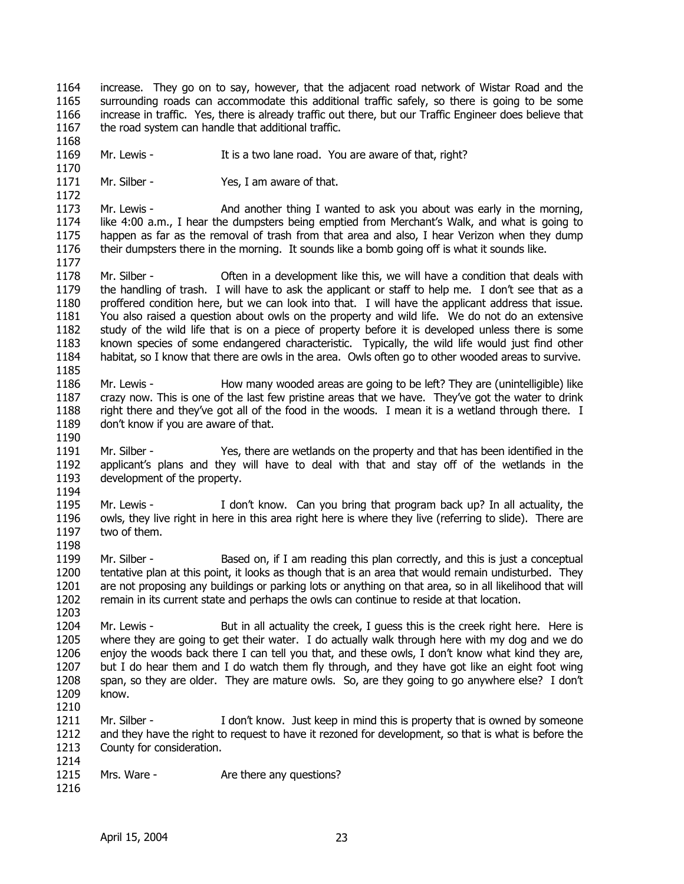increase. They go on to say, however, that the adjacent road network of Wistar Road and the surrounding roads can accommodate this additional traffic safely, so there is going to be some increase in traffic. Yes, there is already traffic out there, but our Traffic Engineer does believe that the road system can handle that additional traffic.

Mr. Lewis - It is a two lane road. You are aware of that, right?

Mr. Silber - Yes, I am aware of that.

Mr. Lewis - And another thing I wanted to ask you about was early in the morning, like 4:00 a.m., I hear the dumpsters being emptied from Merchant's Walk, and what is going to happen as far as the removal of trash from that area and also, I hear Verizon when they dump their dumpsters there in the morning. It sounds like a bomb going off is what it sounds like.

Mr. Silber - Often in a development like this, we will have a condition that deals with the handling of trash. I will have to ask the applicant or staff to help me. I don't see that as a proffered condition here, but we can look into that. I will have the applicant address that issue. You also raised a question about owls on the property and wild life. We do not do an extensive study of the wild life that is on a piece of property before it is developed unless there is some known species of some endangered characteristic. Typically, the wild life would just find other habitat, so I know that there are owls in the area. Owls often go to other wooded areas to survive.

Mr. Lewis - How many wooded areas are going to be left? They are (unintelligible) like crazy now. This is one of the last few pristine areas that we have. They've got the water to drink right there and they've got all of the food in the woods. I mean it is a wetland through there. I don't know if you are aware of that.

Mr. Silber - Yes, there are wetlands on the property and that has been identified in the applicant's plans and they will have to deal with that and stay off of the wetlands in the development of the property.

Mr. Lewis - I don't know. Can you bring that program back up? In all actuality, the owls, they live right in here in this area right here is where they live (referring to slide). There are two of them.

Mr. Silber - Based on, if I am reading this plan correctly, and this is just a conceptual tentative plan at this point, it looks as though that is an area that would remain undisturbed. They are not proposing any buildings or parking lots or anything on that area, so in all likelihood that will remain in its current state and perhaps the owls can continue to reside at that location.

Mr. Lewis - But in all actuality the creek, I guess this is the creek right here. Here is where they are going to get their water. I do actually walk through here with my dog and we do enjoy the woods back there I can tell you that, and these owls, I don't know what kind they are, but I do hear them and I do watch them fly through, and they have got like an eight foot wing span, so they are older. They are mature owls. So, are they going to go anywhere else? I don't know.

Mr. Silber - I don't know. Just keep in mind this is property that is owned by someone and they have the right to request to have it rezoned for development, so that is what is before the County for consideration.

Mrs. Ware - Are there any questions?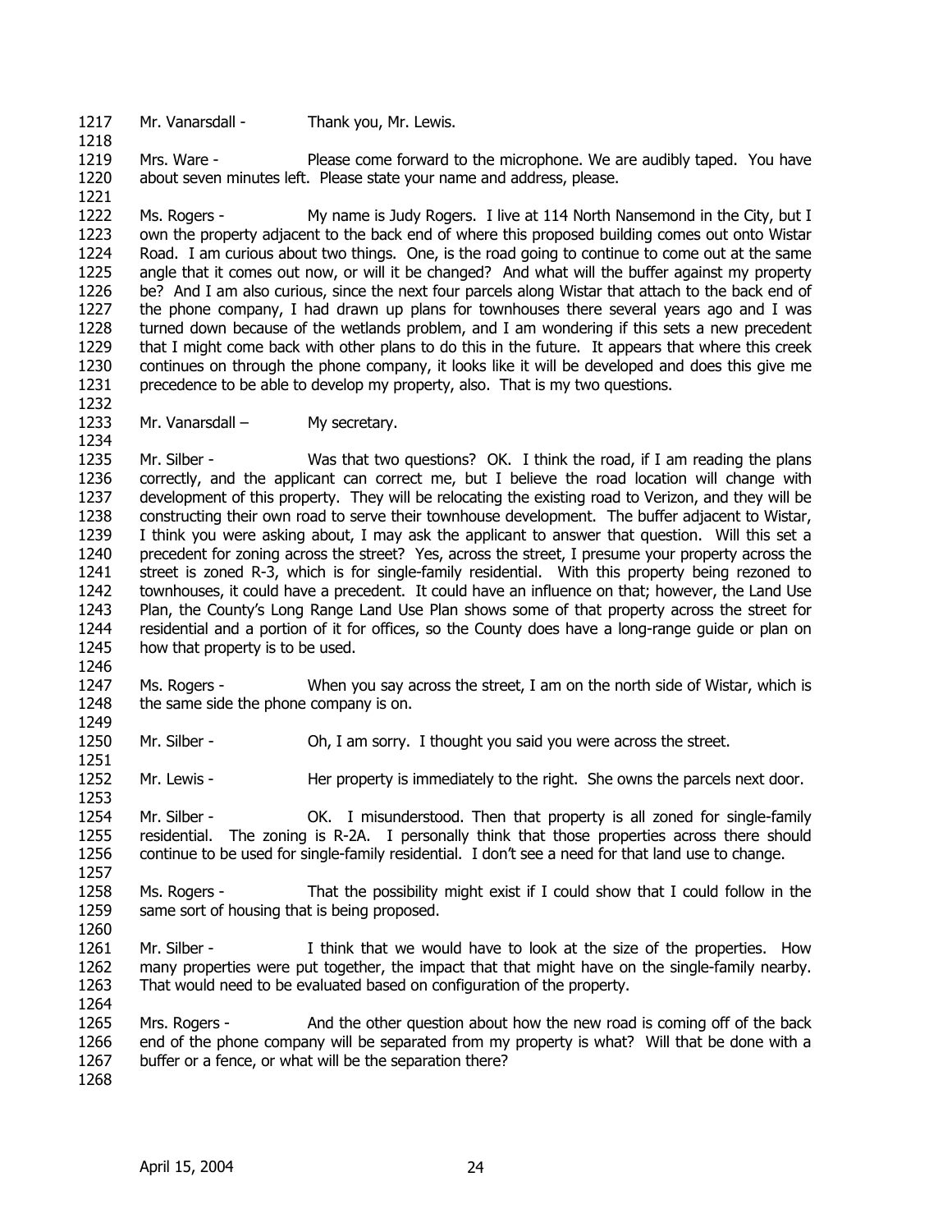Mr. Vanarsdall - Thank you, Mr. Lewis.

Mrs. Ware - Please come forward to the microphone. We are audibly taped. You have about seven minutes left. Please state your name and address, please.

Ms. Rogers - My name is Judy Rogers. I live at 114 North Nansemond in the City, but I own the property adjacent to the back end of where this proposed building comes out onto Wistar Road. I am curious about two things. One, is the road going to continue to come out at the same angle that it comes out now, or will it be changed? And what will the buffer against my property be? And I am also curious, since the next four parcels along Wistar that attach to the back end of the phone company, I had drawn up plans for townhouses there several years ago and I was turned down because of the wetlands problem, and I am wondering if this sets a new precedent that I might come back with other plans to do this in the future. It appears that where this creek continues on through the phone company, it looks like it will be developed and does this give me precedence to be able to develop my property, also. That is my two questions.

Mr. Vanarsdall – My secretary.

Mr. Silber - Was that two questions? OK. I think the road, if I am reading the plans correctly, and the applicant can correct me, but I believe the road location will change with development of this property. They will be relocating the existing road to Verizon, and they will be constructing their own road to serve their townhouse development. The buffer adjacent to Wistar, I think you were asking about, I may ask the applicant to answer that question. Will this set a precedent for zoning across the street? Yes, across the street, I presume your property across the street is zoned R-3, which is for single-family residential. With this property being rezoned to townhouses, it could have a precedent. It could have an influence on that; however, the Land Use Plan, the County's Long Range Land Use Plan shows some of that property across the street for residential and a portion of it for offices, so the County does have a long-range guide or plan on how that property is to be used.

Ms. Rogers - When you say across the street, I am on the north side of Wistar, which is the same side the phone company is on.

Mr. Silber - Oh, I am sorry. I thought you said you were across the street.

Mr. Lewis - Her property is immediately to the right. She owns the parcels next door.

Mr. Silber - OK. I misunderstood. Then that property is all zoned for single-family residential. The zoning is R-2A. I personally think that those properties across there should continue to be used for single-family residential. I don't see a need for that land use to change.

Ms. Rogers - That the possibility might exist if I could show that I could follow in the same sort of housing that is being proposed.

Mr. Silber - I think that we would have to look at the size of the properties. How many properties were put together, the impact that that might have on the single-family nearby. That would need to be evaluated based on configuration of the property.

Mrs. Rogers - And the other question about how the new road is coming off of the back end of the phone company will be separated from my property is what? Will that be done with a buffer or a fence, or what will be the separation there?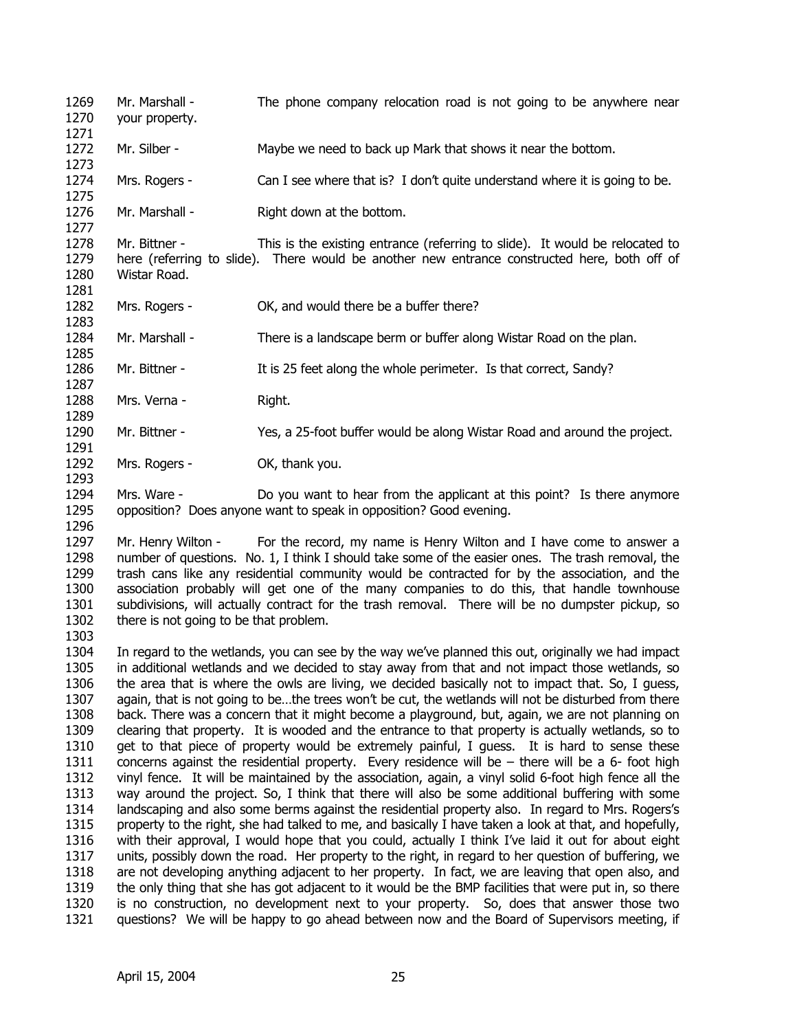1269 Mr. Marshall - The phone company relocation road is not going to be anywhere near
1270 your property.
1271
1272 Mr. Silber - Maybe we need to back up Mark that shows it near the bottom.
1273
1274 Mrs. Rogers - Can I see where that is? I don't quite understand where it is going to be.
1275
1276 Mr. Marshall - Right down at the bottom.
1277
1278 Mr. Bittner - This is the existing entrance (referring to slide). It would be relocated to
1279 here (referring to slide). There would be another new entrance constructed here, both off of
1280 Wistar Road.
1281
1282 Mrs. Rogers - OK, and would there be a buffer there?
1283
1284 Mr. Marshall - There is a landscape berm or buffer along Wistar Road on the plan.
1285
1286 Mr. Bittner - It is 25 feet along the whole perimeter. Is that correct, Sandy?
1287
1288 Mrs. Verna - Right.
1289
1290 Mr. Bittner - Yes, a 25-foot buffer would be along Wistar Road and around the project.
1291
1292 Mrs. Rogers - OK, thank you.
1293
1294 Mrs. Ware - Do you want to hear from the applicant at this point? Is there anymore
1295 opposition? Does anyone want to speak in opposition? Good evening.
1296
1297 Mr. Henry Wilton - For the record, my name is Henry Wilton and I have come to answer a
1298 number of questions. No. 1, I think I should take some of the easier ones. The trash removal, the
1299 trash cans like any residential community would be contracted for by the association, and the
1300 association probably will get one of the many companies to do this, that handle townhouse
1301 subdivisions, will actually contract for the trash removal. There will be no dumpster pickup, so
1302 there is not going to be that problem.
1303
1304 In regard to the wetlands, you can see by the way we've planned this out, originally we had impact
1305 in additional wetlands and we decided to stay away from that and not impact those wetlands, so
1306 the area that is where the owls are living, we decided basically not to impact that. So, I guess,
1307 again, that is not going to be…the trees won't be cut, the wetlands will not be disturbed from there
1308 back. There was a concern that it might become a playground, but, again, we are not planning on
1309 clearing that property. It is wooded and the entrance to that property is actually wetlands, so to
1310 get to that piece of property would be extremely painful, I guess. It is hard to sense these
1311 concerns against the residential property. Every residence will be – there will be a 6- foot high
1312 vinyl fence. It will be maintained by the association, again, a vinyl solid 6-foot high fence all the
1313 way around the project. So, I think that there will also be some additional buffering with some
1314 landscaping and also some berms against the residential property also. In regard to Mrs. Rogers's
1315 property to the right, she had talked to me, and basically I have taken a look at that, and hopefully,
1316 with their approval, I would hope that you could, actually I think I've laid it out for about eight
1317 units, possibly down the road. Her property to the right, in regard to her question of buffering, we
1318 are not developing anything adjacent to her property. In fact, we are leaving that open also, and
1319 the only thing that she has got adjacent to it would be the BMP facilities that were put in, so there
1320 is no construction, no development next to your property. So, does that answer those two
1321 questions? We will be happy to go ahead between now and the Board of Supervisors meeting, if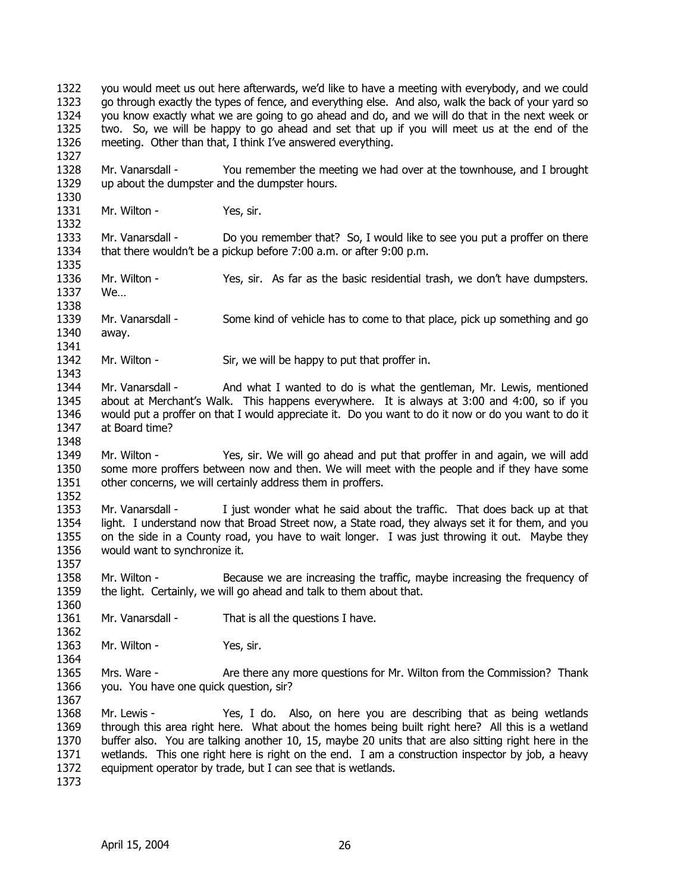you would meet us out here afterwards, we'd like to have a meeting with everybody, and we could go through exactly the types of fence, and everything else. And also, walk the back of your yard so you know exactly what we are going to go ahead and do, and we will do that in the next week or two. So, we will be happy to go ahead and set that up if you will meet us at the end of the meeting. Other than that, I think I've answered everything.

Mr. Vanarsdall - You remember the meeting we had over at the townhouse, and I brought up about the dumpster and the dumpster hours.

Mr. Wilton - Yes, sir.

Mr. Vanarsdall - Do you remember that? So, I would like to see you put a proffer on there that there wouldn't be a pickup before 7:00 a.m. or after 9:00 p.m.

Mr. Wilton - Yes, sir. As far as the basic residential trash, we don't have dumpsters. We…

Mr. Vanarsdall - Some kind of vehicle has to come to that place, pick up something and go away.

Mr. Wilton - Sir, we will be happy to put that proffer in.

Mr. Vanarsdall - And what I wanted to do is what the gentleman, Mr. Lewis, mentioned about at Merchant's Walk. This happens everywhere. It is always at 3:00 and 4:00, so if you would put a proffer on that I would appreciate it. Do you want to do it now or do you want to do it at Board time?

Mr. Wilton - Yes, sir. We will go ahead and put that proffer in and again, we will add some more proffers between now and then. We will meet with the people and if they have some other concerns, we will certainly address them in proffers.

Mr. Vanarsdall - I just wonder what he said about the traffic. That does back up at that light. I understand now that Broad Street now, a State road, they always set it for them, and you on the side in a County road, you have to wait longer. I was just throwing it out. Maybe they would want to synchronize it.

Mr. Wilton - Because we are increasing the traffic, maybe increasing the frequency of the light. Certainly, we will go ahead and talk to them about that.

Mr. Vanarsdall - That is all the questions I have.

Mr. Wilton - Yes, sir.

Mrs. Ware - Are there any more questions for Mr. Wilton from the Commission? Thank you. You have one quick question, sir?

Mr. Lewis - Yes, I do. Also, on here you are describing that as being wetlands through this area right here. What about the homes being built right here? All this is a wetland buffer also. You are talking another 10, 15, maybe 20 units that are also sitting right here in the wetlands. This one right here is right on the end. I am a construction inspector by job, a heavy equipment operator by trade, but I can see that is wetlands.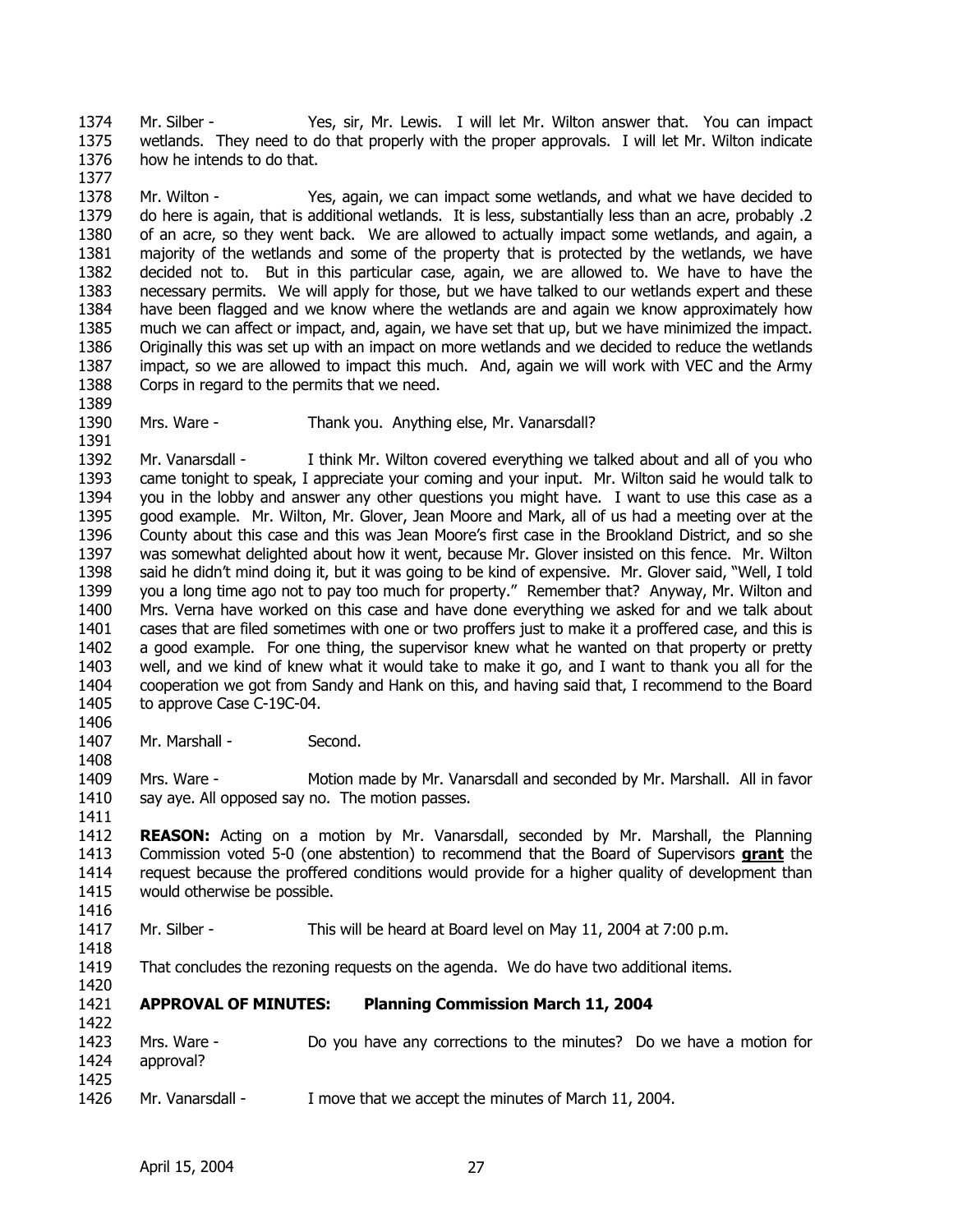Mr. Silber - Yes, sir, Mr. Lewis. I will let Mr. Wilton answer that. You can impact wetlands. They need to do that properly with the proper approvals. I will let Mr. Wilton indicate how he intends to do that.

Mr. Wilton - Yes, again, we can impact some wetlands, and what we have decided to do here is again, that is additional wetlands. It is less, substantially less than an acre, probably .2 of an acre, so they went back. We are allowed to actually impact some wetlands, and again, a majority of the wetlands and some of the property that is protected by the wetlands, we have decided not to. But in this particular case, again, we are allowed to. We have to have the necessary permits. We will apply for those, but we have talked to our wetlands expert and these have been flagged and we know where the wetlands are and again we know approximately how much we can affect or impact, and, again, we have set that up, but we have minimized the impact. Originally this was set up with an impact on more wetlands and we decided to reduce the wetlands impact, so we are allowed to impact this much. And, again we will work with VEC and the Army Corps in regard to the permits that we need.

Mrs. Ware - Thank you. Anything else, Mr. Vanarsdall?

Mr. Vanarsdall - I think Mr. Wilton covered everything we talked about and all of you who came tonight to speak, I appreciate your coming and your input. Mr. Wilton said he would talk to you in the lobby and answer any other questions you might have. I want to use this case as a good example. Mr. Wilton, Mr. Glover, Jean Moore and Mark, all of us had a meeting over at the County about this case and this was Jean Moore's first case in the Brookland District, and so she was somewhat delighted about how it went, because Mr. Glover insisted on this fence. Mr. Wilton said he didn't mind doing it, but it was going to be kind of expensive. Mr. Glover said, "Well, I told you a long time ago not to pay too much for property." Remember that? Anyway, Mr. Wilton and Mrs. Verna have worked on this case and have done everything we asked for and we talk about cases that are filed sometimes with one or two proffers just to make it a proffered case, and this is a good example. For one thing, the supervisor knew what he wanted on that property or pretty well, and we kind of knew what it would take to make it go, and I want to thank you all for the cooperation we got from Sandy and Hank on this, and having said that, I recommend to the Board to approve Case C-19C-04.

Mr. Marshall - Second.

Mrs. Ware - Motion made by Mr. Vanarsdall and seconded by Mr. Marshall. All in favor say aye. All opposed say no. The motion passes.

**REASON:** Acting on a motion by Mr. Vanarsdall, seconded by Mr. Marshall, the Planning Commission voted 5-0 (one abstention) to recommend that the Board of Supervisors **grant** the request because the proffered conditions would provide for a higher quality of development than would otherwise be possible.

Mr. Silber - This will be heard at Board level on May 11, 2004 at 7:00 p.m.

That concludes the rezoning requests on the agenda. We do have two additional items.

**APPROVAL OF MINUTES: Planning Commission March 11, 2004**

Mrs. Ware - Do you have any corrections to the minutes? Do we have a motion for approval?

Mr. Vanarsdall - I move that we accept the minutes of March 11, 2004.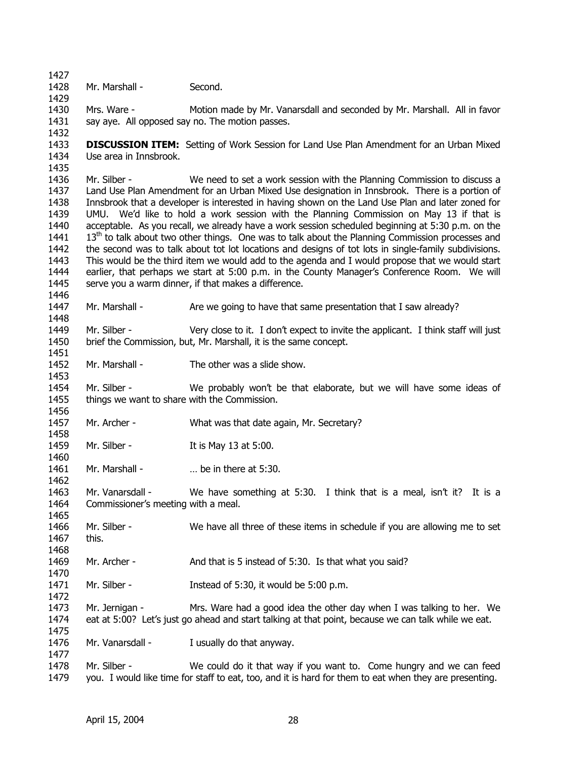Mr. Marshall - Second.

Mrs. Ware - Motion made by Mr. Vanarsdall and seconded by Mr. Marshall. All in favor say aye. All opposed say no. The motion passes.

**DISCUSSION ITEM:** Setting of Work Session for Land Use Plan Amendment for an Urban Mixed Use area in Innsbrook.

Mr. Silber - We need to set a work session with the Planning Commission to discuss a Land Use Plan Amendment for an Urban Mixed Use designation in Innsbrook. There is a portion of Innsbrook that a developer is interested in having shown on the Land Use Plan and later zoned for UMU. We'd like to hold a work session with the Planning Commission on May 13 if that is acceptable. As you recall, we already have a work session scheduled beginning at 5:30 p.m. on the 13th to talk about two other things. One was to talk about the Planning Commission processes and the second was to talk about tot lot locations and designs of tot lots in single-family subdivisions. This would be the third item we would add to the agenda and I would propose that we would start earlier, that perhaps we start at 5:00 p.m. in the County Manager's Conference Room. We will serve you a warm dinner, if that makes a difference.

Mr. Marshall - Are we going to have that same presentation that I saw already?

Mr. Silber - Very close to it. I don't expect to invite the applicant. I think staff will just brief the Commission, but, Mr. Marshall, it is the same concept.

Mr. Marshall - The other was a slide show.

Mr. Silber - We probably won't be that elaborate, but we will have some ideas of things we want to share with the Commission.

Mr. Archer - What was that date again, Mr. Secretary?

Mr. Silber - It is May 13 at 5:00.

Mr. Marshall - … be in there at 5:30.

Mr. Vanarsdall - We have something at 5:30. I think that is a meal, isn't it? It is a Commissioner's meeting with a meal.

Mr. Silber - We have all three of these items in schedule if you are allowing me to set this.

Mr. Archer - And that is 5 instead of 5:30. Is that what you said?

Mr. Silber - Instead of 5:30, it would be 5:00 p.m.

Mr. Jernigan - Mrs. Ware had a good idea the other day when I was talking to her. We eat at 5:00? Let's just go ahead and start talking at that point, because we can talk while we eat.

Mr. Vanarsdall - I usually do that anyway.

Mr. Silber - We could do it that way if you want to. Come hungry and we can feed you. I would like time for staff to eat, too, and it is hard for them to eat when they are presenting.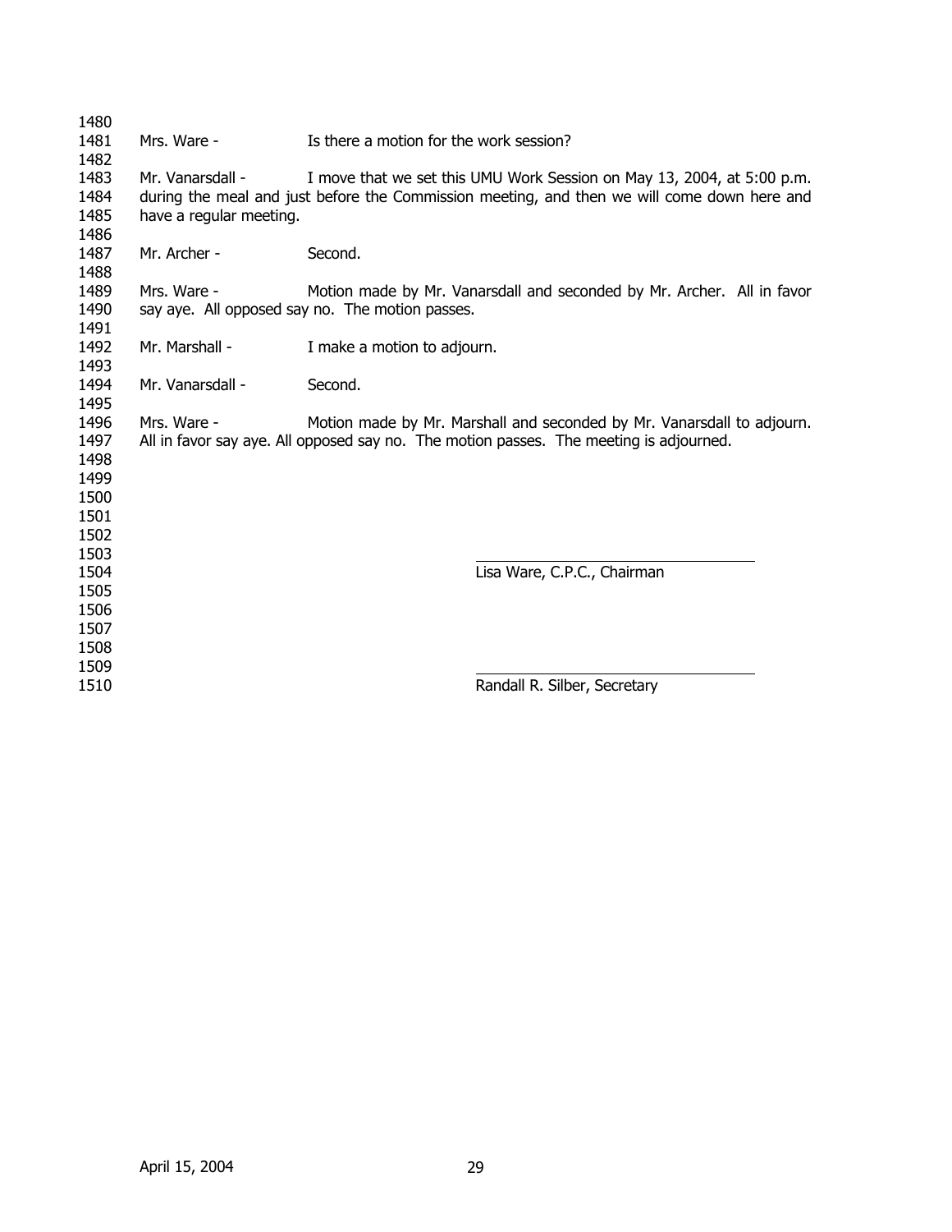Mrs. Ware - Is there a motion for the work session?

Mr. Vanarsdall - I move that we set this UMU Work Session on May 13, 2004, at 5:00 p.m. during the meal and just before the Commission meeting, and then we will come down here and have a regular meeting.

Mr. Archer - Second.

Mrs. Ware - Motion made by Mr. Vanarsdall and seconded by Mr. Archer. All in favor say aye. All opposed say no. The motion passes.

Mr. Marshall - I make a motion to adjourn.

Mr. Vanarsdall - Second.

Mrs. Ware - Motion made by Mr. Marshall and seconded by Mr. Vanarsdall to adjourn. All in favor say aye. All opposed say no. The motion passes. The meeting is adjourned.

\_\_\_\_\_\_\_\_\_\_\_\_\_\_\_\_\_\_\_\_\_\_\_\_\_\_\_\_\_\_\_\_\_\_\_\_
Lisa Ware, C.P.C., Chairman

\_\_\_\_\_\_\_\_\_\_\_\_\_\_\_\_\_\_\_\_\_\_\_\_\_\_\_\_\_\_\_\_\_\_\_\_
Randall R. Silber, Secretary